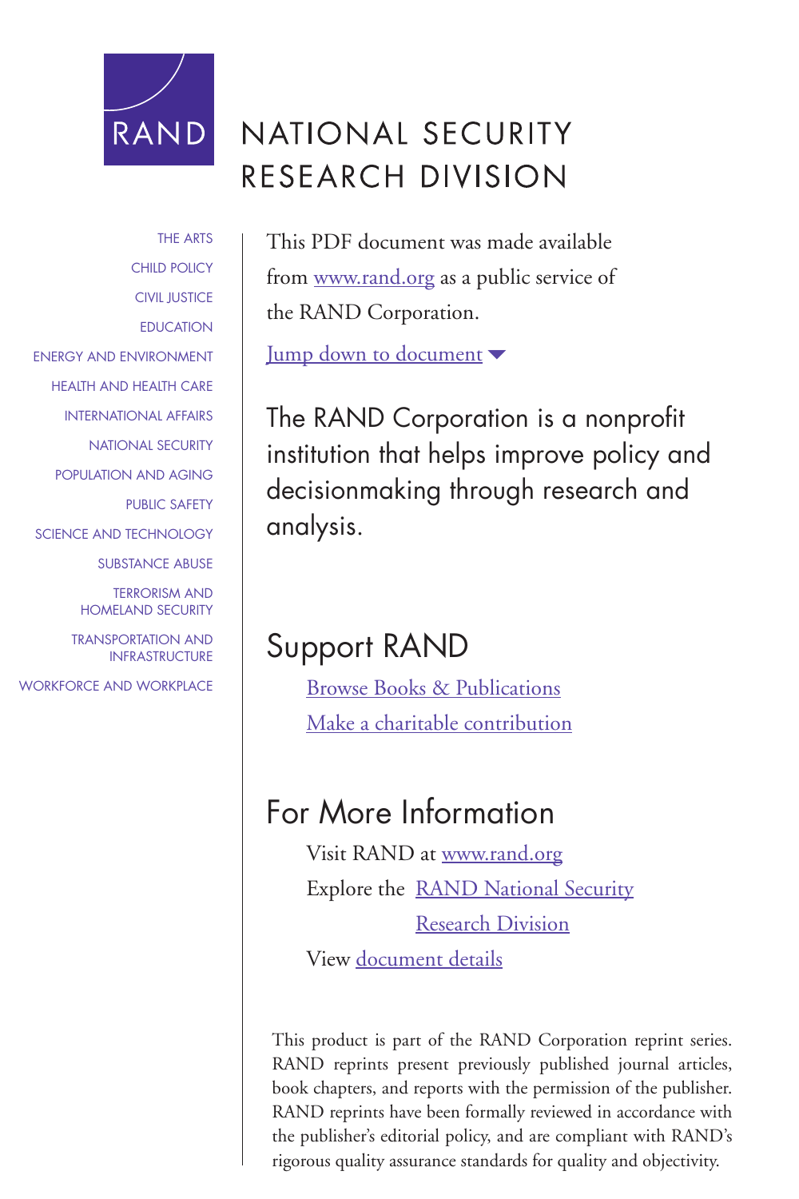RAND

# NATIONAL SECURITY RESEARCH DIVISION

THE ARTS
CHILD POLICY
CIVIL JUSTICE
EDUCATION
ENERGY AND ENVIRONMENT
HEALTH AND HEALTH CARE
INTERNATIONAL AFFAIRS
NATIONAL SECURITY
POPULATION AND AGING
PUBLIC SAFETY
SCIENCE AND TECHNOLOGY
SUBSTANCE ABUSE
TERRORISM AND HOMELAND SECURITY
TRANSPORTATION AND INFRASTRUCTURE
WORKFORCE AND WORKPLACE

This PDF document was made available from www.rand.org as a public service of the RAND Corporation.

Jump down to document

The RAND Corporation is a nonprofit institution that helps improve policy and decisionmaking through research and analysis.

## Support RAND

Browse Books & Publications

Make a charitable contribution

## For More Information

Visit RAND at www.rand.org

Explore the RAND National Security Research Division

View document details

This product is part of the RAND Corporation reprint series. RAND reprints present previously published journal articles, book chapters, and reports with the permission of the publisher. RAND reprints have been formally reviewed in accordance with the publisher's editorial policy, and are compliant with RAND's rigorous quality assurance standards for quality and objectivity.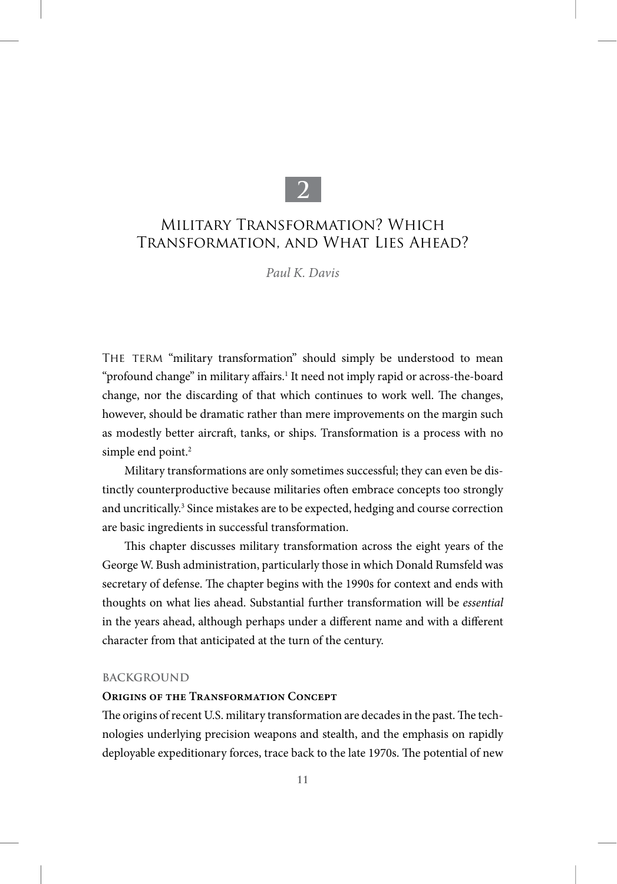# 2

# Military Transformation? Which Transformation, and What Lies Ahead?

*Paul K. Davis*

THE TERM "military transformation" should simply be understood to mean "profound change" in military affairs.[1] It need not imply rapid or across-the-board change, nor the discarding of that which continues to work well. The changes, however, should be dramatic rather than mere improvements on the margin such as modestly better aircraft, tanks, or ships. Transformation is a process with no simple end point.[2]

Military transformations are only sometimes successful; they can even be distinctly counterproductive because militaries often embrace concepts too strongly and uncritically.[3] Since mistakes are to be expected, hedging and course correction are basic ingredients in successful transformation.

This chapter discusses military transformation across the eight years of the George W. Bush administration, particularly those in which Donald Rumsfeld was secretary of defense. The chapter begins with the 1990s for context and ends with thoughts on what lies ahead. Substantial further transformation will be *essential* in the years ahead, although perhaps under a different name and with a different character from that anticipated at the turn of the century.

## BACKGROUND

### Origins of the Transformation Concept

The origins of recent U.S. military transformation are decades in the past. The technologies underlying precision weapons and stealth, and the emphasis on rapidly deployable expeditionary forces, trace back to the late 1970s. The potential of new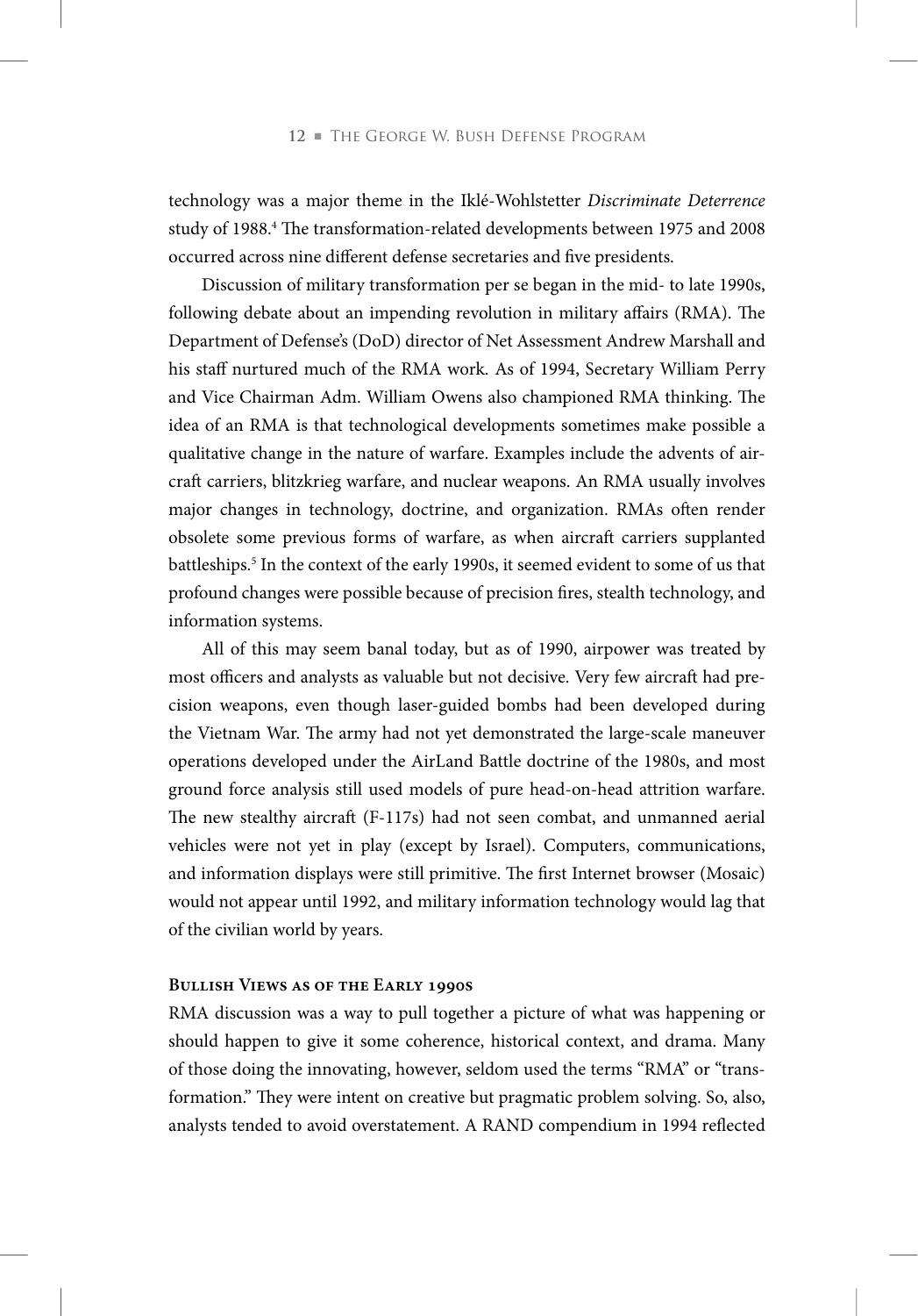technology was a major theme in the Iklé-Wohlstetter *Discriminate Deterrence* study of 1988.[4] The transformation-related developments between 1975 and 2008 occurred across nine different defense secretaries and five presidents.

Discussion of military transformation per se began in the mid- to late 1990s, following debate about an impending revolution in military affairs (RMA). The Department of Defense's (DoD) director of Net Assessment Andrew Marshall and his staff nurtured much of the RMA work. As of 1994, Secretary William Perry and Vice Chairman Adm. William Owens also championed RMA thinking. The idea of an RMA is that technological developments sometimes make possible a qualitative change in the nature of warfare. Examples include the advents of aircraft carriers, blitzkrieg warfare, and nuclear weapons. An RMA usually involves major changes in technology, doctrine, and organization. RMAs often render obsolete some previous forms of warfare, as when aircraft carriers supplanted battleships.[5] In the context of the early 1990s, it seemed evident to some of us that profound changes were possible because of precision fires, stealth technology, and information systems.

All of this may seem banal today, but as of 1990, airpower was treated by most officers and analysts as valuable but not decisive. Very few aircraft had precision weapons, even though laser-guided bombs had been developed during the Vietnam War. The army had not yet demonstrated the large-scale maneuver operations developed under the AirLand Battle doctrine of the 1980s, and most ground force analysis still used models of pure head-on-head attrition warfare. The new stealthy aircraft (F-117s) had not seen combat, and unmanned aerial vehicles were not yet in play (except by Israel). Computers, communications, and information displays were still primitive. The first Internet browser (Mosaic) would not appear until 1992, and military information technology would lag that of the civilian world by years.

### Bullish Views as of the Early 1990s

RMA discussion was a way to pull together a picture of what was happening or should happen to give it some coherence, historical context, and drama. Many of those doing the innovating, however, seldom used the terms "RMA" or "transformation." They were intent on creative but pragmatic problem solving. So, also, analysts tended to avoid overstatement. A RAND compendium in 1994 reflected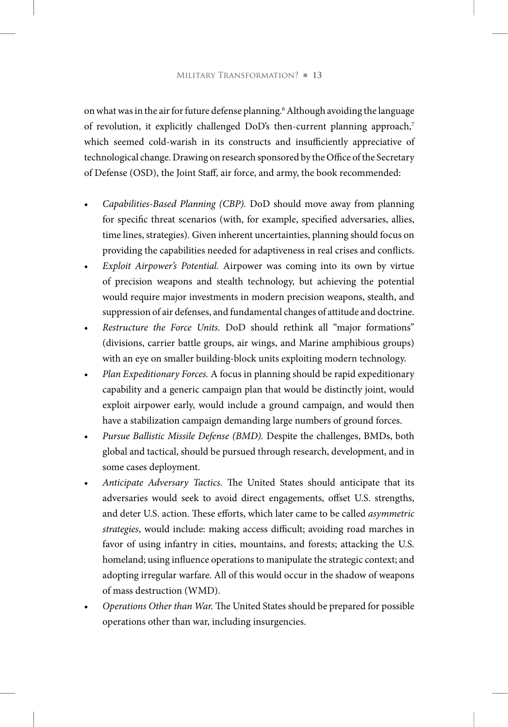on what was in the air for future defense planning.[6] Although avoiding the language of revolution, it explicitly challenged DoD's then-current planning approach,[7] which seemed cold-warish in its constructs and insufficiently appreciative of technological change. Drawing on research sponsored by the Office of the Secretary of Defense (OSD), the Joint Staff, air force, and army, the book recommended:

- *Capabilities-Based Planning (CBP).* DoD should move away from planning for specific threat scenarios (with, for example, specified adversaries, allies, time lines, strategies). Given inherent uncertainties, planning should focus on providing the capabilities needed for adaptiveness in real crises and conflicts.
- *Exploit Airpower's Potential.* Airpower was coming into its own by virtue of precision weapons and stealth technology, but achieving the potential would require major investments in modern precision weapons, stealth, and suppression of air defenses, and fundamental changes of attitude and doctrine.
- *Restructure the Force Units.* DoD should rethink all "major formations" (divisions, carrier battle groups, air wings, and Marine amphibious groups) with an eye on smaller building-block units exploiting modern technology.
- *Plan Expeditionary Forces.* A focus in planning should be rapid expeditionary capability and a generic campaign plan that would be distinctly joint, would exploit airpower early, would include a ground campaign, and would then have a stabilization campaign demanding large numbers of ground forces.
- *Pursue Ballistic Missile Defense (BMD).* Despite the challenges, BMDs, both global and tactical, should be pursued through research, development, and in some cases deployment.
- *Anticipate Adversary Tactics.* The United States should anticipate that its adversaries would seek to avoid direct engagements, offset U.S. strengths, and deter U.S. action. These efforts, which later came to be called *asymmetric strategies*, would include: making access difficult; avoiding road marches in favor of using infantry in cities, mountains, and forests; attacking the U.S. homeland; using influence operations to manipulate the strategic context; and adopting irregular warfare. All of this would occur in the shadow of weapons of mass destruction (WMD).
- *Operations Other than War.* The United States should be prepared for possible operations other than war, including insurgencies.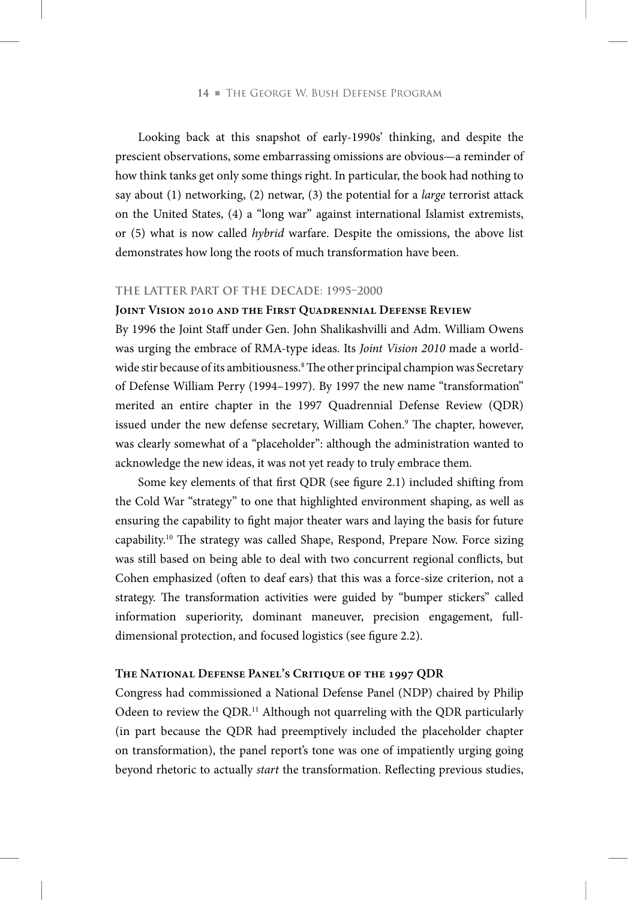Looking back at this snapshot of early-1990s' thinking, and despite the prescient observations, some embarrassing omissions are obvious—a reminder of how think tanks get only some things right. In particular, the book had nothing to say about (1) networking, (2) netwar, (3) the potential for a *large* terrorist attack on the United States, (4) a "long war" against international Islamist extremists, or (5) what is now called *hybrid* warfare. Despite the omissions, the above list demonstrates how long the roots of much transformation have been.

## THE LATTER PART OF THE DECADE: 1995–2000

### Joint Vision 2010 and the First Quadrennial Defense Review

By 1996 the Joint Staff under Gen. John Shalikashvilli and Adm. William Owens was urging the embrace of RMA-type ideas. Its *Joint Vision 2010* made a worldwide stir because of its ambitiousness.[8] The other principal champion was Secretary of Defense William Perry (1994–1997). By 1997 the new name "transformation" merited an entire chapter in the 1997 Quadrennial Defense Review (QDR) issued under the new defense secretary, William Cohen.[9] The chapter, however, was clearly somewhat of a "placeholder": although the administration wanted to acknowledge the new ideas, it was not yet ready to truly embrace them.

Some key elements of that first QDR (see figure 2.1) included shifting from the Cold War "strategy" to one that highlighted environment shaping, as well as ensuring the capability to fight major theater wars and laying the basis for future capability.[10] The strategy was called Shape, Respond, Prepare Now. Force sizing was still based on being able to deal with two concurrent regional conflicts, but Cohen emphasized (often to deaf ears) that this was a force-size criterion, not a strategy. The transformation activities were guided by "bumper stickers" called information superiority, dominant maneuver, precision engagement, full-dimensional protection, and focused logistics (see figure 2.2).

### The National Defense Panel's Critique of the 1997 QDR

Congress had commissioned a National Defense Panel (NDP) chaired by Philip Odeen to review the QDR.[11] Although not quarreling with the QDR particularly (in part because the QDR had preemptively included the placeholder chapter on transformation), the panel report's tone was one of impatiently urging going beyond rhetoric to actually *start* the transformation. Reflecting previous studies,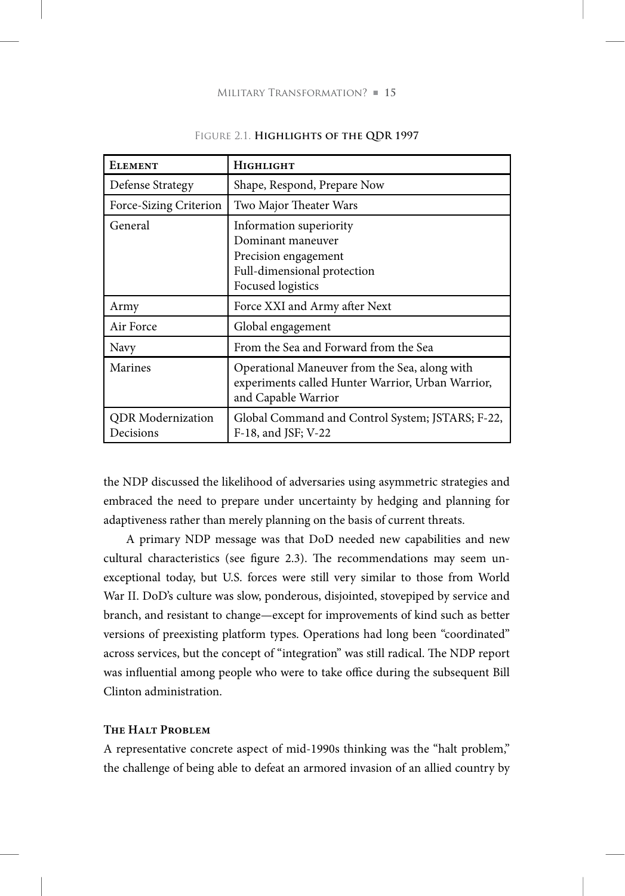Figure 2.1. **Highlights of the QDR 1997**

| Element | Highlight |
| --- | --- |
| Defense Strategy | Shape, Respond, Prepare Now |
| Force-Sizing Criterion | Two Major Theater Wars |
| General | Information superiority<br>Dominant maneuver<br>Precision engagement<br>Full-dimensional protection<br>Focused logistics |
| Army | Force XXI and Army after Next |
| Air Force | Global engagement |
| Navy | From the Sea and Forward from the Sea |
| Marines | Operational Maneuver from the Sea, along with experiments called Hunter Warrior, Urban Warrior, and Capable Warrior |
| QDR Modernization Decisions | Global Command and Control System; JSTARS; F-22, F-18, and JSF; V-22 |

the NDP discussed the likelihood of adversaries using asymmetric strategies and embraced the need to prepare under uncertainty by hedging and planning for adaptiveness rather than merely planning on the basis of current threats.

A primary NDP message was that DoD needed new capabilities and new cultural characteristics (see figure 2.3). The recommendations may seem unexceptional today, but U.S. forces were still very similar to those from World War II. DoD's culture was slow, ponderous, disjointed, stovepiped by service and branch, and resistant to change—except for improvements of kind such as better versions of preexisting platform types. Operations had long been "coordinated" across services, but the concept of "integration" was still radical. The NDP report was influential among people who were to take office during the subsequent Bill Clinton administration.

### The Halt Problem

A representative concrete aspect of mid-1990s thinking was the "halt problem," the challenge of being able to defeat an armored invasion of an allied country by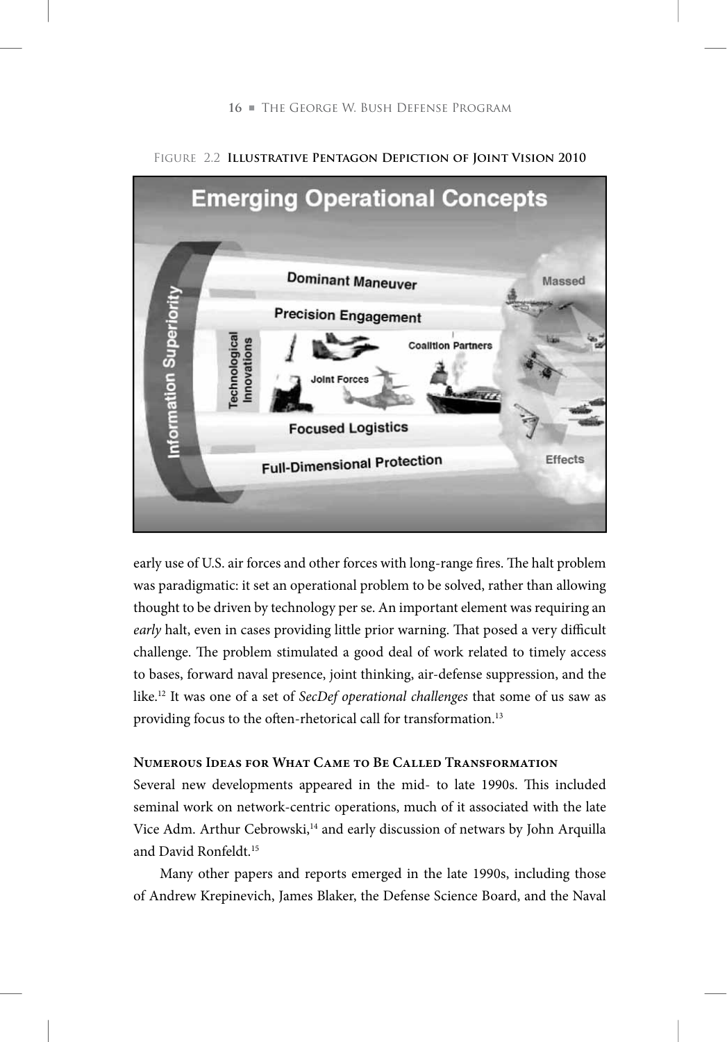Figure 2.2 **Illustrative Pentagon Depiction of Joint Vision 2010**

Emerging Operational Concepts

Information Superiority

Technological Innovations

Dominant Maneuver

Precision Engagement

Coalition Partners

Joint Forces

Focused Logistics

Full-Dimensional Protection

Massed

Effects

early use of U.S. air forces and other forces with long-range fires. The halt problem was paradigmatic: it set an operational problem to be solved, rather than allowing thought to be driven by technology per se. An important element was requiring an *early* halt, even in cases providing little prior warning. That posed a very difficult challenge. The problem stimulated a good deal of work related to timely access to bases, forward naval presence, joint thinking, air-defense suppression, and the like.[12] It was one of a set of *SecDef operational challenges* that some of us saw as providing focus to the often-rhetorical call for transformation.[13]

### Numerous Ideas for What Came to Be Called Transformation

Several new developments appeared in the mid- to late 1990s. This included seminal work on network-centric operations, much of it associated with the late Vice Adm. Arthur Cebrowski,[14] and early discussion of netwars by John Arquilla and David Ronfeldt.[15]

Many other papers and reports emerged in the late 1990s, including those of Andrew Krepinevich, James Blaker, the Defense Science Board, and the Naval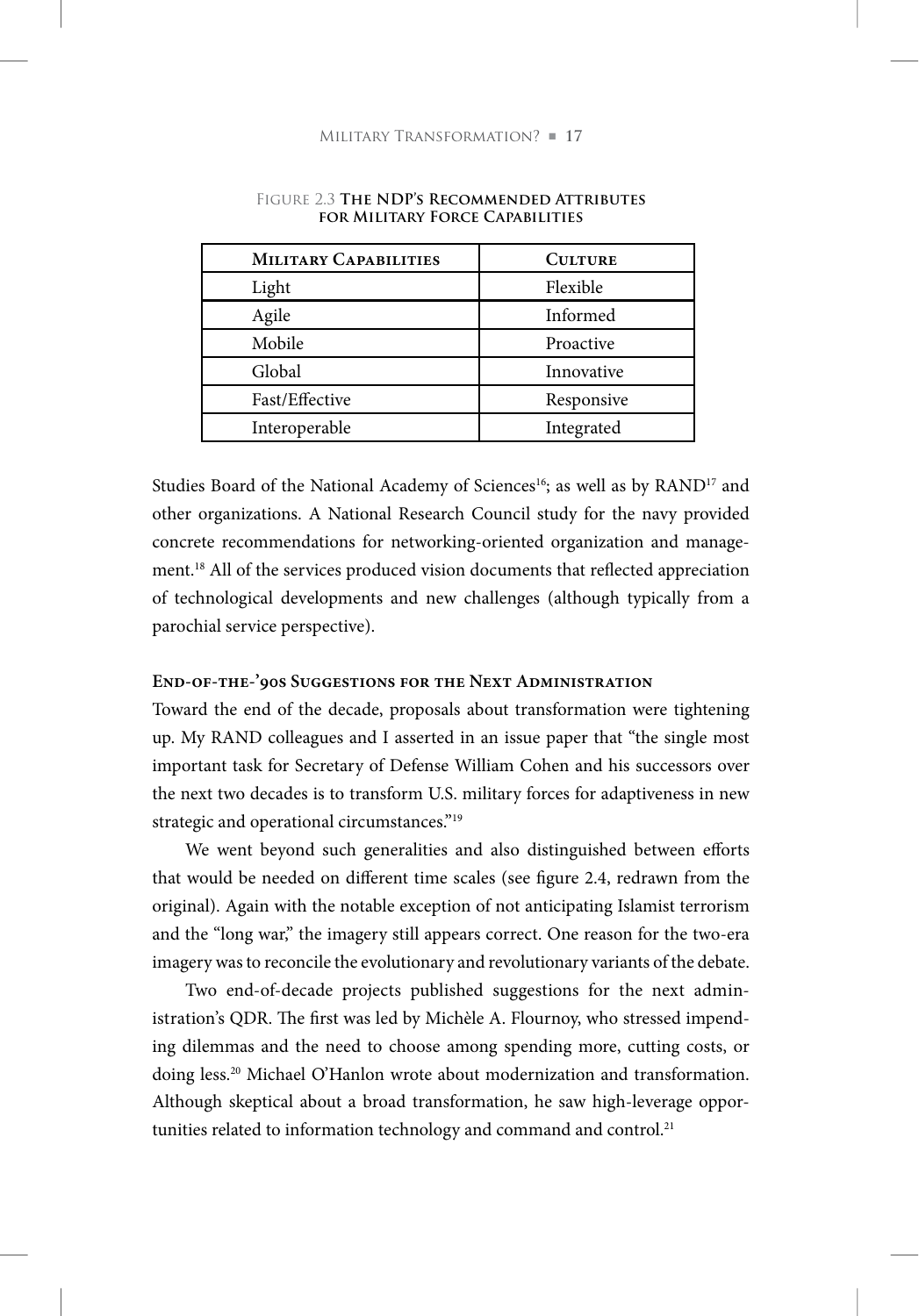Figure 2.3 **The NDP's Recommended Attributes for Military Force Capabilities**

| Military Capabilities | Culture |
|---|---|
| Light | Flexible |
| Agile | Informed |
| Mobile | Proactive |
| Global | Innovative |
| Fast/Effective | Responsive |
| Interoperable | Integrated |

Studies Board of the National Academy of Sciences[16]; as well as by RAND[17] and other organizations. A National Research Council study for the navy provided concrete recommendations for networking-oriented organization and management.[18] All of the services produced vision documents that reflected appreciation of technological developments and new challenges (although typically from a parochial service perspective).

### End-of-the-'90s Suggestions for the Next Administration

Toward the end of the decade, proposals about transformation were tightening up. My RAND colleagues and I asserted in an issue paper that "the single most important task for Secretary of Defense William Cohen and his successors over the next two decades is to transform U.S. military forces for adaptiveness in new strategic and operational circumstances."[19]

We went beyond such generalities and also distinguished between efforts that would be needed on different time scales (see figure 2.4, redrawn from the original). Again with the notable exception of not anticipating Islamist terrorism and the "long war," the imagery still appears correct. One reason for the two-era imagery was to reconcile the evolutionary and revolutionary variants of the debate.

Two end-of-decade projects published suggestions for the next administration's QDR. The first was led by Michèle A. Flournoy, who stressed impending dilemmas and the need to choose among spending more, cutting costs, or doing less.[20] Michael O'Hanlon wrote about modernization and transformation. Although skeptical about a broad transformation, he saw high-leverage opportunities related to information technology and command and control.[21]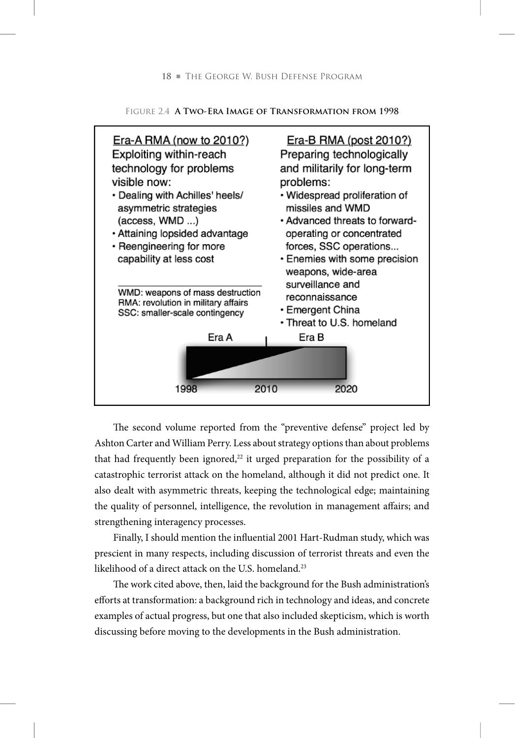Figure 2.4 **A Two-Era Image of Transformation from 1998**

Era-A RMA (now to 2010?)
Exploiting within-reach technology for problems visible now:
- Dealing with Achilles' heels/ asymmetric strategies (access, WMD ...)
- Attaining lopsided advantage
- Reengineering for more capability at less cost

WMD: weapons of mass destruction
RMA: revolution in military affairs
SSC: smaller-scale contingency

Era-B RMA (post 2010?)
Preparing technologically and militarily for long-term problems:
- Widespread proliferation of missiles and WMD
- Advanced threats to forward-operating or concentrated forces, SSC operations...
- Enemies with some precision weapons, wide-area surveillance and reconnaissance
- Emergent China
- Threat to U.S. homeland

Era A
Era B
1998
2010
2020

The second volume reported from the "preventive defense" project led by Ashton Carter and William Perry. Less about strategy options than about problems that had frequently been ignored,[22] it urged preparation for the possibility of a catastrophic terrorist attack on the homeland, although it did not predict one. It also dealt with asymmetric threats, keeping the technological edge; maintaining the quality of personnel, intelligence, the revolution in management affairs; and strengthening interagency processes.

Finally, I should mention the influential 2001 Hart-Rudman study, which was prescient in many respects, including discussion of terrorist threats and even the likelihood of a direct attack on the U.S. homeland.[23]

The work cited above, then, laid the background for the Bush administration's efforts at transformation: a background rich in technology and ideas, and concrete examples of actual progress, but one that also included skepticism, which is worth discussing before moving to the developments in the Bush administration.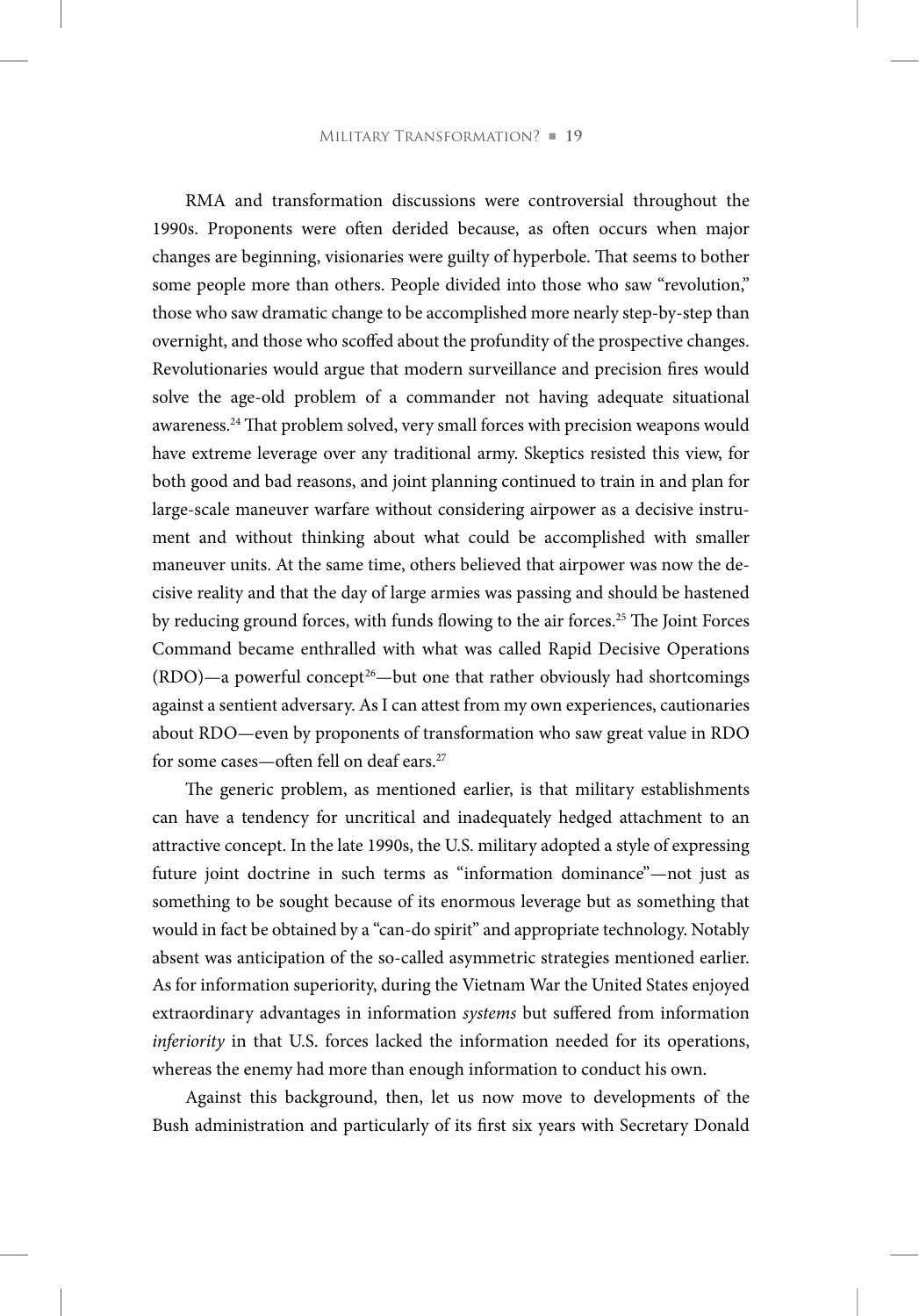RMA and transformation discussions were controversial throughout the 1990s. Proponents were often derided because, as often occurs when major changes are beginning, visionaries were guilty of hyperbole. That seems to bother some people more than others. People divided into those who saw "revolution," those who saw dramatic change to be accomplished more nearly step-by-step than overnight, and those who scoffed about the profundity of the prospective changes. Revolutionaries would argue that modern surveillance and precision fires would solve the age-old problem of a commander not having adequate situational awareness.[24] That problem solved, very small forces with precision weapons would have extreme leverage over any traditional army. Skeptics resisted this view, for both good and bad reasons, and joint planning continued to train in and plan for large-scale maneuver warfare without considering airpower as a decisive instrument and without thinking about what could be accomplished with smaller maneuver units. At the same time, others believed that airpower was now the decisive reality and that the day of large armies was passing and should be hastened by reducing ground forces, with funds flowing to the air forces.[25] The Joint Forces Command became enthralled with what was called Rapid Decisive Operations (RDO)—a powerful concept[26]—but one that rather obviously had shortcomings against a sentient adversary. As I can attest from my own experiences, cautionaries about RDO—even by proponents of transformation who saw great value in RDO for some cases—often fell on deaf ears.[27]

The generic problem, as mentioned earlier, is that military establishments can have a tendency for uncritical and inadequately hedged attachment to an attractive concept. In the late 1990s, the U.S. military adopted a style of expressing future joint doctrine in such terms as "information dominance"—not just as something to be sought because of its enormous leverage but as something that would in fact be obtained by a "can-do spirit" and appropriate technology. Notably absent was anticipation of the so-called asymmetric strategies mentioned earlier. As for information superiority, during the Vietnam War the United States enjoyed extraordinary advantages in information *systems* but suffered from information *inferiority* in that U.S. forces lacked the information needed for its operations, whereas the enemy had more than enough information to conduct his own.

Against this background, then, let us now move to developments of the Bush administration and particularly of its first six years with Secretary Donald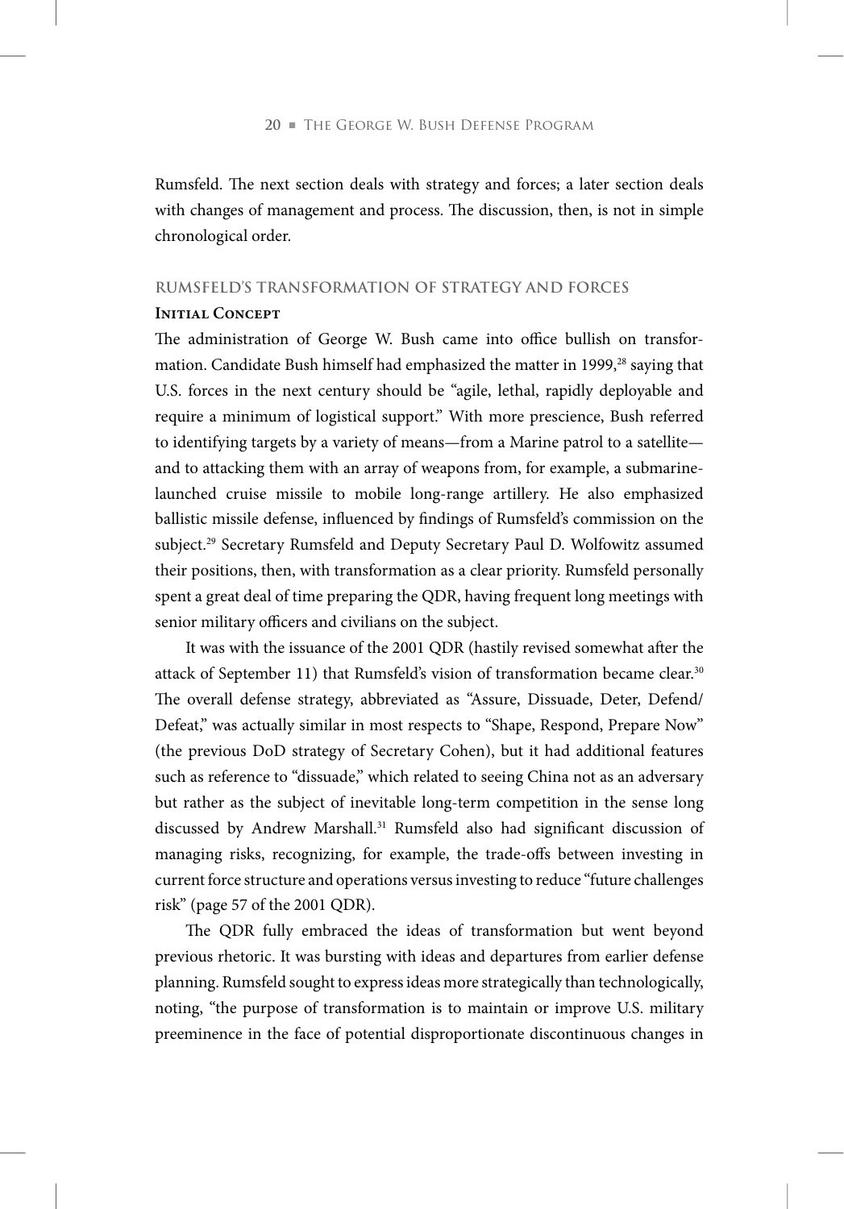Rumsfeld. The next section deals with strategy and forces; a later section deals with changes of management and process. The discussion, then, is not in simple chronological order.

## RUMSFELD'S TRANSFORMATION OF STRATEGY AND FORCES

### Initial Concept

The administration of George W. Bush came into office bullish on transformation. Candidate Bush himself had emphasized the matter in 1999,[28] saying that U.S. forces in the next century should be "agile, lethal, rapidly deployable and require a minimum of logistical support." With more prescience, Bush referred to identifying targets by a variety of means—from a Marine patrol to a satellite—and to attacking them with an array of weapons from, for example, a submarine-launched cruise missile to mobile long-range artillery. He also emphasized ballistic missile defense, influenced by findings of Rumsfeld's commission on the subject.[29] Secretary Rumsfeld and Deputy Secretary Paul D. Wolfowitz assumed their positions, then, with transformation as a clear priority. Rumsfeld personally spent a great deal of time preparing the QDR, having frequent long meetings with senior military officers and civilians on the subject.

It was with the issuance of the 2001 QDR (hastily revised somewhat after the attack of September 11) that Rumsfeld's vision of transformation became clear.[30] The overall defense strategy, abbreviated as "Assure, Dissuade, Deter, Defend/Defeat," was actually similar in most respects to "Shape, Respond, Prepare Now" (the previous DoD strategy of Secretary Cohen), but it had additional features such as reference to "dissuade," which related to seeing China not as an adversary but rather as the subject of inevitable long-term competition in the sense long discussed by Andrew Marshall.[31] Rumsfeld also had significant discussion of managing risks, recognizing, for example, the trade-offs between investing in current force structure and operations versus investing to reduce "future challenges risk" (page 57 of the 2001 QDR).

The QDR fully embraced the ideas of transformation but went beyond previous rhetoric. It was bursting with ideas and departures from earlier defense planning. Rumsfeld sought to express ideas more strategically than technologically, noting, "the purpose of transformation is to maintain or improve U.S. military preeminence in the face of potential disproportionate discontinuous changes in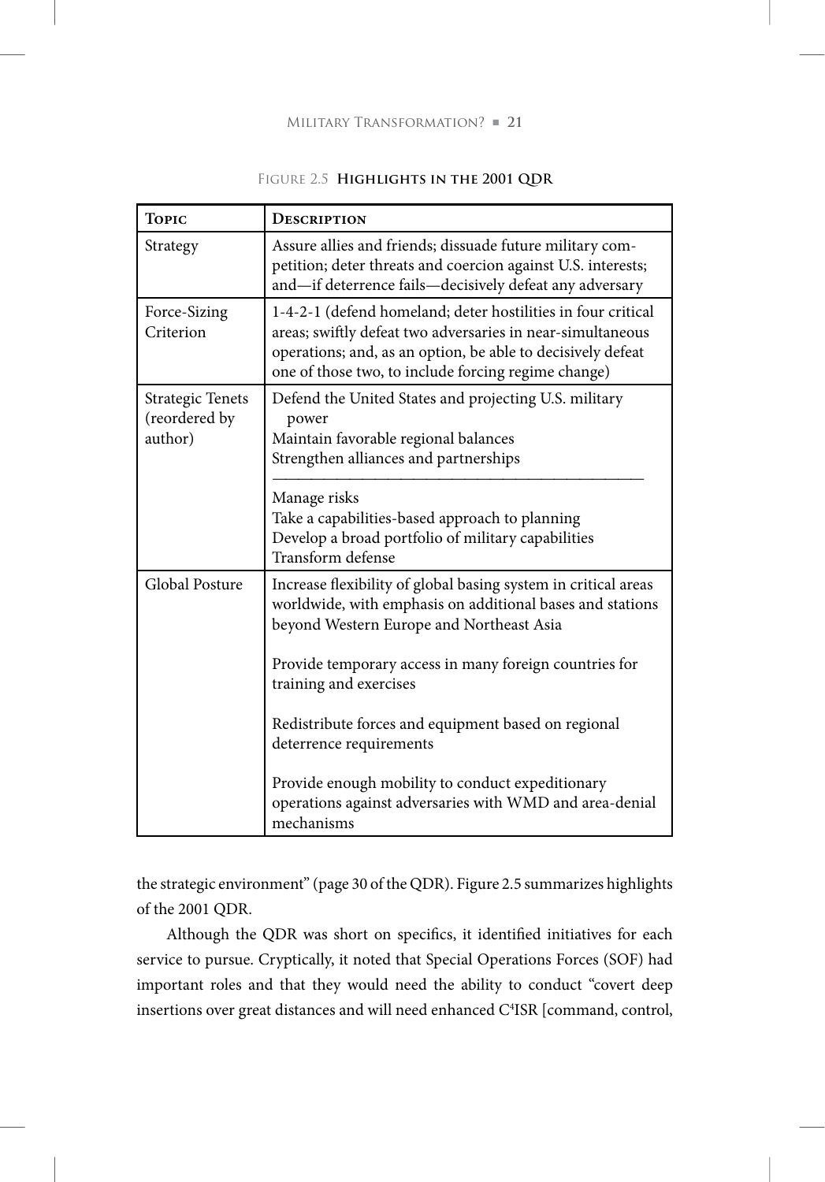Figure 2.5 **Highlights in the 2001 QDR**

| Topic | Description |
|---|---|
| Strategy | Assure allies and friends; dissuade future military competition; deter threats and coercion against U.S. interests; and—if deterrence fails—decisively defeat any adversary |
| Force-Sizing Criterion | 1-4-2-1 (defend homeland; deter hostilities in four critical areas; swiftly defeat two adversaries in near-simultaneous operations; and, as an option, be able to decisively defeat one of those two, to include forcing regime change) |
| Strategic Tenets (reordered by author) | Defend the United States and projecting U.S. military power<br>Maintain favorable regional balances<br>Strengthen alliances and partnerships<br>———<br>Manage risks<br>Take a capabilities-based approach to planning<br>Develop a broad portfolio of military capabilities<br>Transform defense |
| Global Posture | Increase flexibility of global basing system in critical areas worldwide, with emphasis on additional bases and stations beyond Western Europe and Northeast Asia<br><br>Provide temporary access in many foreign countries for training and exercises<br><br>Redistribute forces and equipment based on regional deterrence requirements<br><br>Provide enough mobility to conduct expeditionary operations against adversaries with WMD and area-denial mechanisms |

the strategic environment" (page 30 of the QDR). Figure 2.5 summarizes highlights of the 2001 QDR.

Although the QDR was short on specifics, it identified initiatives for each service to pursue. Cryptically, it noted that Special Operations Forces (SOF) had important roles and that they would need the ability to conduct "covert deep insertions over great distances and will need enhanced $C^4$ISR [command, control,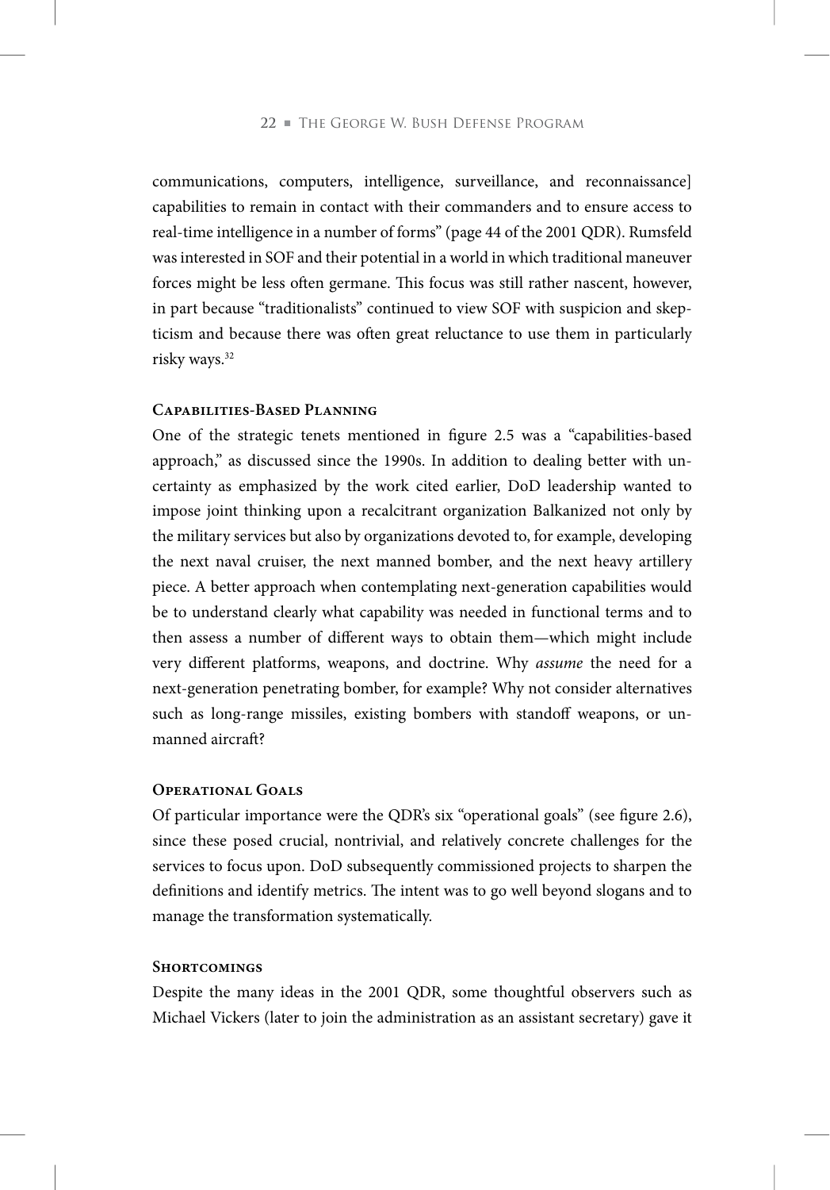communications, computers, intelligence, surveillance, and reconnaissance] capabilities to remain in contact with their commanders and to ensure access to real-time intelligence in a number of forms" (page 44 of the 2001 QDR). Rumsfeld was interested in SOF and their potential in a world in which traditional maneuver forces might be less often germane. This focus was still rather nascent, however, in part because "traditionalists" continued to view SOF with suspicion and skepticism and because there was often great reluctance to use them in particularly risky ways.[32]

### Capabilities-Based Planning

One of the strategic tenets mentioned in figure 2.5 was a "capabilities-based approach," as discussed since the 1990s. In addition to dealing better with uncertainty as emphasized by the work cited earlier, DoD leadership wanted to impose joint thinking upon a recalcitrant organization Balkanized not only by the military services but also by organizations devoted to, for example, developing the next naval cruiser, the next manned bomber, and the next heavy artillery piece. A better approach when contemplating next-generation capabilities would be to understand clearly what capability was needed in functional terms and to then assess a number of different ways to obtain them—which might include very different platforms, weapons, and doctrine. Why *assume* the need for a next-generation penetrating bomber, for example? Why not consider alternatives such as long-range missiles, existing bombers with standoff weapons, or unmanned aircraft?

### Operational Goals

Of particular importance were the QDR's six "operational goals" (see figure 2.6), since these posed crucial, nontrivial, and relatively concrete challenges for the services to focus upon. DoD subsequently commissioned projects to sharpen the definitions and identify metrics. The intent was to go well beyond slogans and to manage the transformation systematically.

### Shortcomings

Despite the many ideas in the 2001 QDR, some thoughtful observers such as Michael Vickers (later to join the administration as an assistant secretary) gave it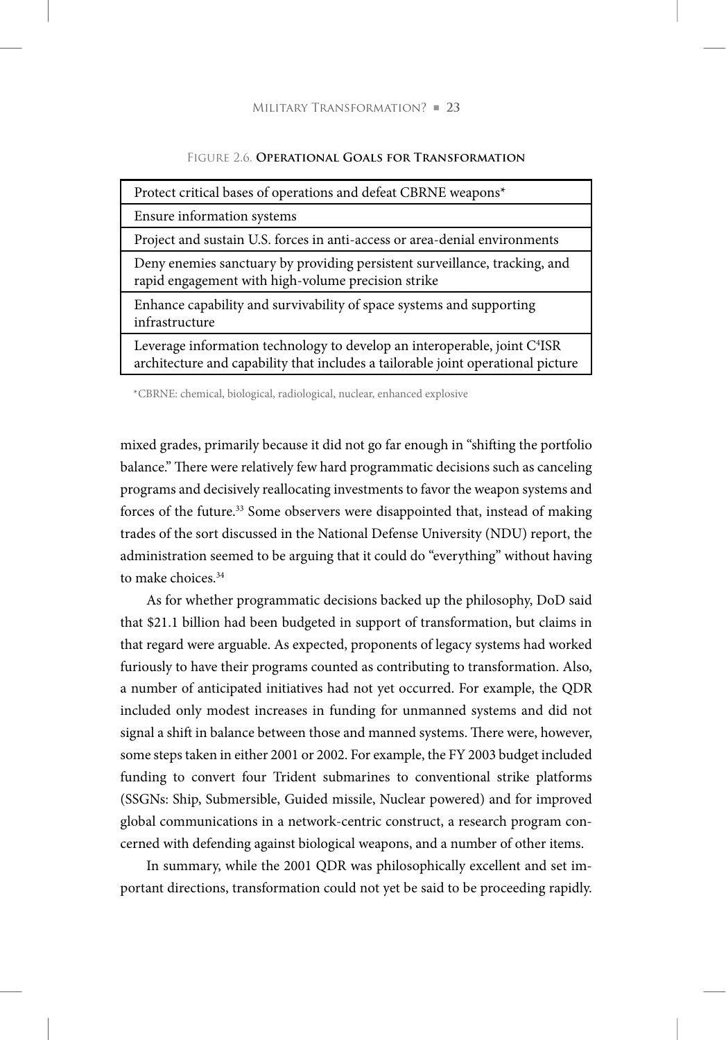Figure 2.6. **Operational Goals for Transformation**

| |
|---|
| Protect critical bases of operations and defeat CBRNE weapons* |
| Ensure information systems |
| Project and sustain U.S. forces in anti-access or area-denial environments |
| Deny enemies sanctuary by providing persistent surveillance, tracking, and rapid engagement with high-volume precision strike |
| Enhance capability and survivability of space systems and supporting infrastructure |
| Leverage information technology to develop an interoperable, joint $C^4$ISR architecture and capability that includes a tailorable joint operational picture |

*CBRNE: chemical, biological, radiological, nuclear, enhanced explosive

mixed grades, primarily because it did not go far enough in "shifting the portfolio balance." There were relatively few hard programmatic decisions such as canceling programs and decisively reallocating investments to favor the weapon systems and forces of the future.[33] Some observers were disappointed that, instead of making trades of the sort discussed in the National Defense University (NDU) report, the administration seemed to be arguing that it could do "everything" without having to make choices.[34]

As for whether programmatic decisions backed up the philosophy, DoD said that $21.1 billion had been budgeted in support of transformation, but claims in that regard were arguable. As expected, proponents of legacy systems had worked furiously to have their programs counted as contributing to transformation. Also, a number of anticipated initiatives had not yet occurred. For example, the QDR included only modest increases in funding for unmanned systems and did not signal a shift in balance between those and manned systems. There were, however, some steps taken in either 2001 or 2002. For example, the FY 2003 budget included funding to convert four Trident submarines to conventional strike platforms (SSGNs: Ship, Submersible, Guided missile, Nuclear powered) and for improved global communications in a network-centric construct, a research program concerned with defending against biological weapons, and a number of other items.

In summary, while the 2001 QDR was philosophically excellent and set important directions, transformation could not yet be said to be proceeding rapidly.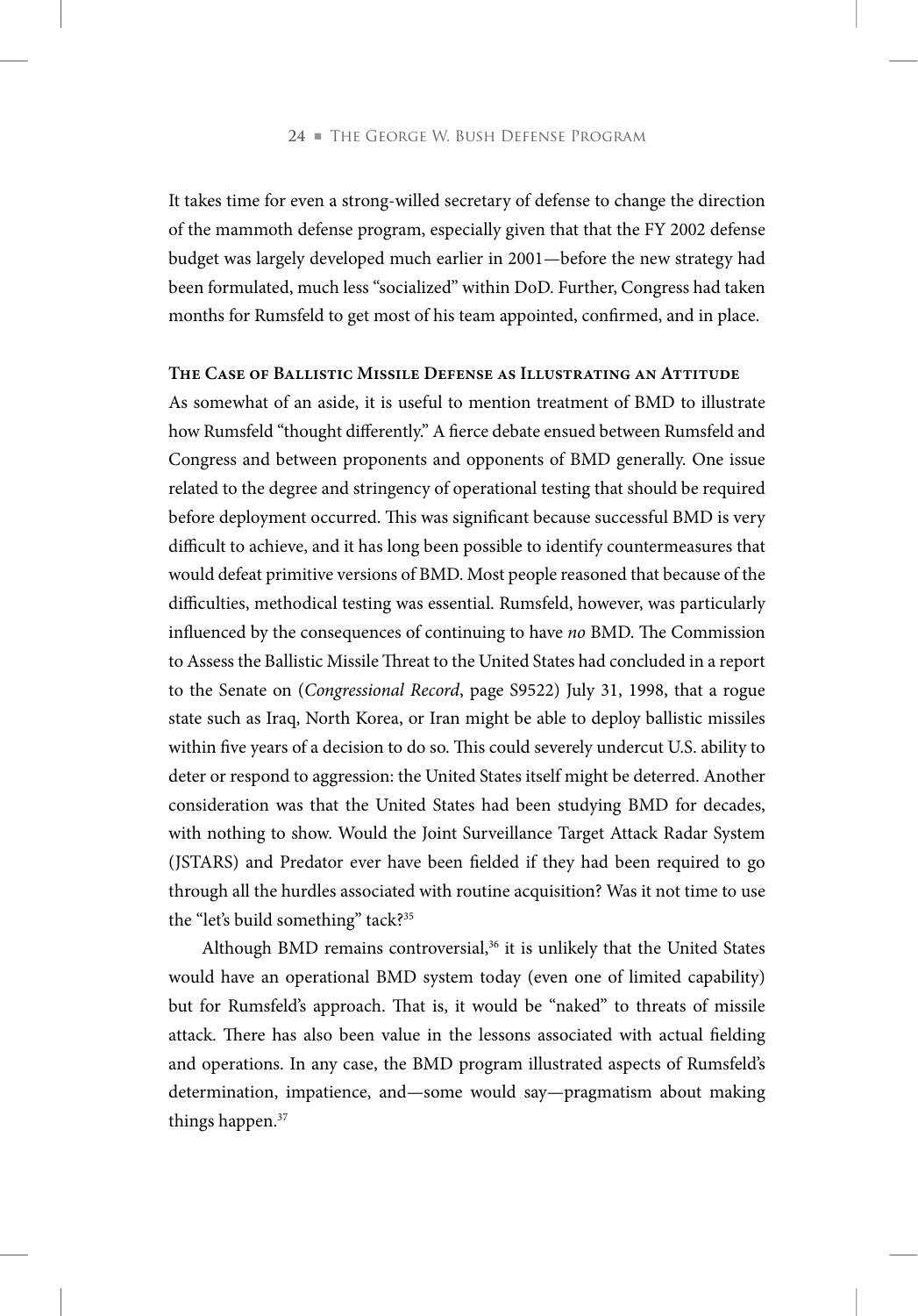It takes time for even a strong-willed secretary of defense to change the direction of the mammoth defense program, especially given that that the FY 2002 defense budget was largely developed much earlier in 2001—before the new strategy had been formulated, much less "socialized" within DoD. Further, Congress had taken months for Rumsfeld to get most of his team appointed, confirmed, and in place.

### The Case of Ballistic Missile Defense as Illustrating an Attitude

As somewhat of an aside, it is useful to mention treatment of BMD to illustrate how Rumsfeld "thought differently." A fierce debate ensued between Rumsfeld and Congress and between proponents and opponents of BMD generally. One issue related to the degree and stringency of operational testing that should be required before deployment occurred. This was significant because successful BMD is very difficult to achieve, and it has long been possible to identify countermeasures that would defeat primitive versions of BMD. Most people reasoned that because of the difficulties, methodical testing was essential. Rumsfeld, however, was particularly influenced by the consequences of continuing to have *no* BMD. The Commission to Assess the Ballistic Missile Threat to the United States had concluded in a report to the Senate on (*Congressional Record*, page S9522) July 31, 1998, that a rogue state such as Iraq, North Korea, or Iran might be able to deploy ballistic missiles within five years of a decision to do so. This could severely undercut U.S. ability to deter or respond to aggression: the United States itself might be deterred. Another consideration was that the United States had been studying BMD for decades, with nothing to show. Would the Joint Surveillance Target Attack Radar System (JSTARS) and Predator ever have been fielded if they had been required to go through all the hurdles associated with routine acquisition? Was it not time to use the "let's build something" tack?[35]

Although BMD remains controversial,[36] it is unlikely that the United States would have an operational BMD system today (even one of limited capability) but for Rumsfeld's approach. That is, it would be "naked" to threats of missile attack. There has also been value in the lessons associated with actual fielding and operations. In any case, the BMD program illustrated aspects of Rumsfeld's determination, impatience, and—some would say—pragmatism about making things happen.[37]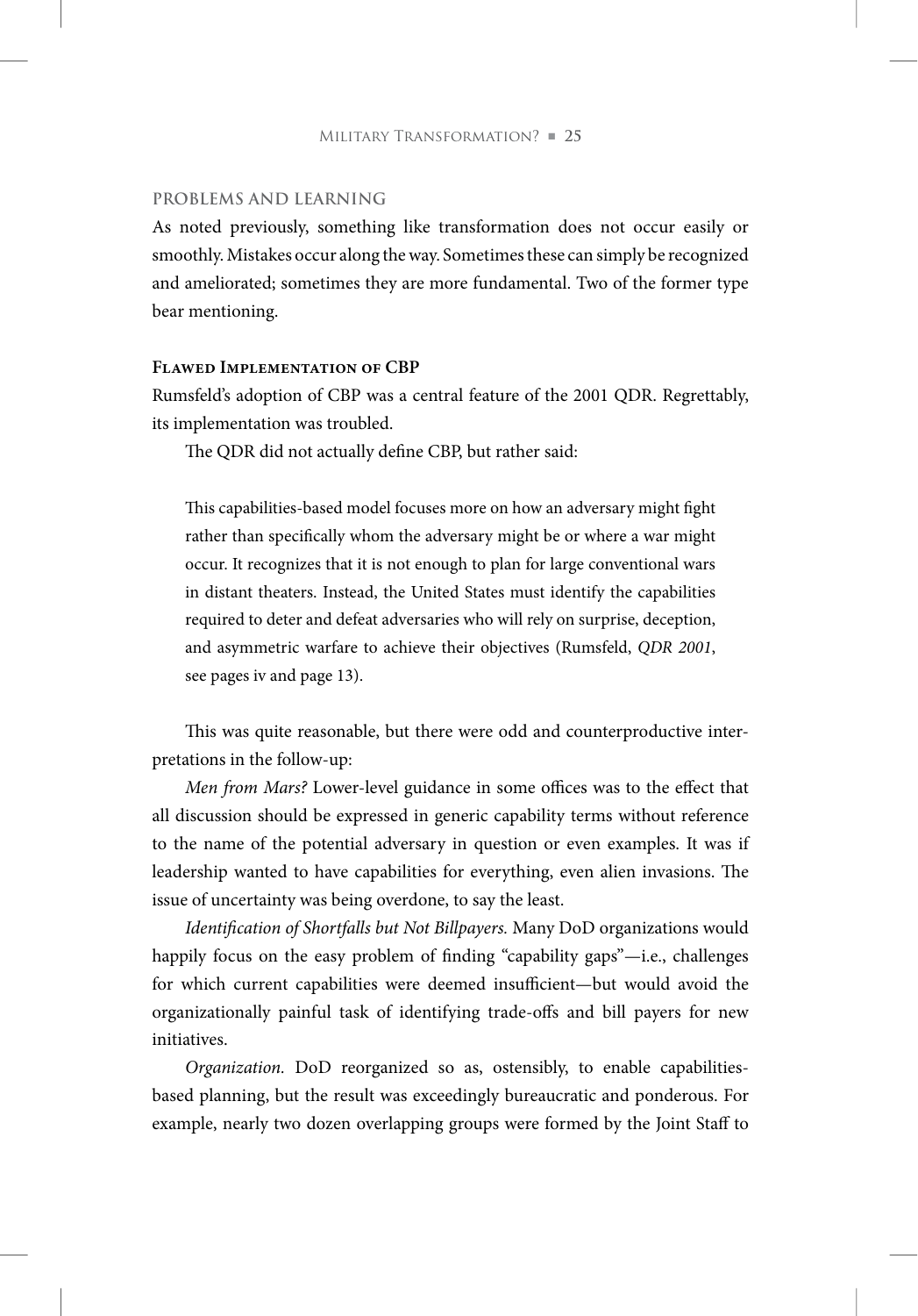## PROBLEMS AND LEARNING

As noted previously, something like transformation does not occur easily or smoothly. Mistakes occur along the way. Sometimes these can simply be recognized and ameliorated; sometimes they are more fundamental. Two of the former type bear mentioning.

### Flawed Implementation of CBP

Rumsfeld's adoption of CBP was a central feature of the 2001 QDR. Regrettably, its implementation was troubled.

The QDR did not actually define CBP, but rather said:

> This capabilities-based model focuses more on how an adversary might fight rather than specifically whom the adversary might be or where a war might occur. It recognizes that it is not enough to plan for large conventional wars in distant theaters. Instead, the United States must identify the capabilities required to deter and defeat adversaries who will rely on surprise, deception, and asymmetric warfare to achieve their objectives (Rumsfeld, *QDR 2001*, see pages iv and page 13).

This was quite reasonable, but there were odd and counterproductive interpretations in the follow-up:

*Men from Mars?* Lower-level guidance in some offices was to the effect that all discussion should be expressed in generic capability terms without reference to the name of the potential adversary in question or even examples. It was if leadership wanted to have capabilities for everything, even alien invasions. The issue of uncertainty was being overdone, to say the least.

*Identification of Shortfalls but Not Billpayers.* Many DoD organizations would happily focus on the easy problem of finding "capability gaps"—i.e., challenges for which current capabilities were deemed insufficient—but would avoid the organizationally painful task of identifying trade-offs and bill payers for new initiatives.

*Organization.* DoD reorganized so as, ostensibly, to enable capabilities-based planning, but the result was exceedingly bureaucratic and ponderous. For example, nearly two dozen overlapping groups were formed by the Joint Staff to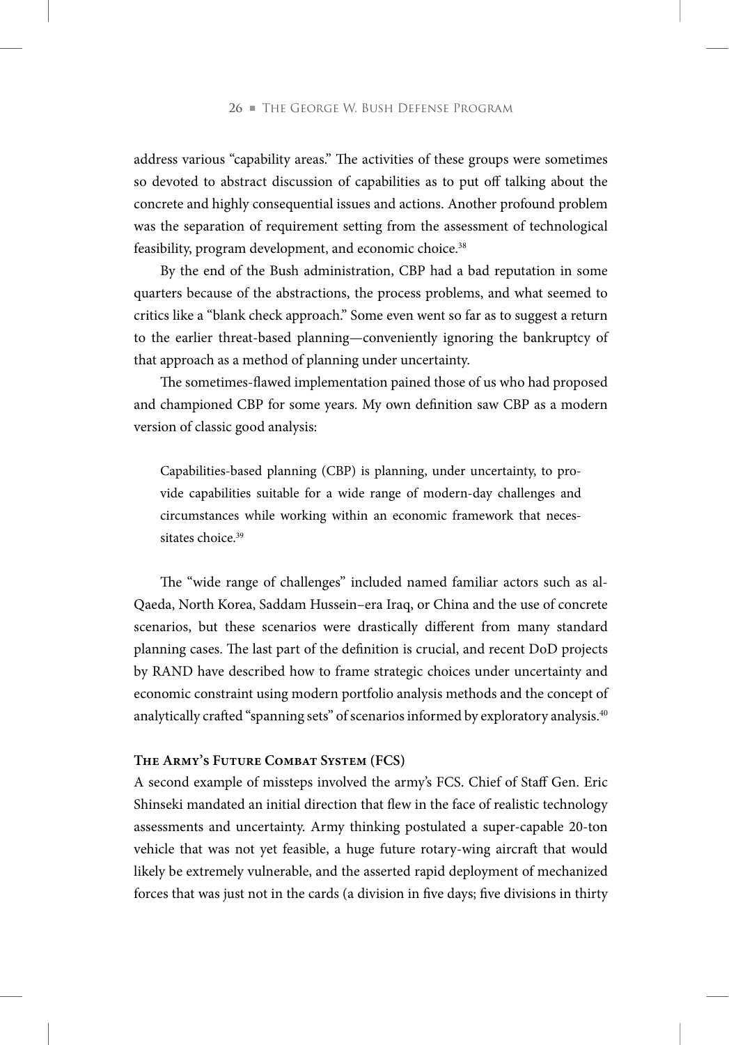address various "capability areas." The activities of these groups were sometimes so devoted to abstract discussion of capabilities as to put off talking about the concrete and highly consequential issues and actions. Another profound problem was the separation of requirement setting from the assessment of technological feasibility, program development, and economic choice.[38]

By the end of the Bush administration, CBP had a bad reputation in some quarters because of the abstractions, the process problems, and what seemed to critics like a "blank check approach." Some even went so far as to suggest a return to the earlier threat-based planning—conveniently ignoring the bankruptcy of that approach as a method of planning under uncertainty.

The sometimes-flawed implementation pained those of us who had proposed and championed CBP for some years. My own definition saw CBP as a modern version of classic good analysis:

> Capabilities-based planning (CBP) is planning, under uncertainty, to provide capabilities suitable for a wide range of modern-day challenges and circumstances while working within an economic framework that necessitates choice.[39]

The "wide range of challenges" included named familiar actors such as al-Qaeda, North Korea, Saddam Hussein–era Iraq, or China and the use of concrete scenarios, but these scenarios were drastically different from many standard planning cases. The last part of the definition is crucial, and recent DoD projects by RAND have described how to frame strategic choices under uncertainty and economic constraint using modern portfolio analysis methods and the concept of analytically crafted "spanning sets" of scenarios informed by exploratory analysis.[40]

### The Army's Future Combat System (FCS)

A second example of missteps involved the army's FCS. Chief of Staff Gen. Eric Shinseki mandated an initial direction that flew in the face of realistic technology assessments and uncertainty. Army thinking postulated a super-capable 20-ton vehicle that was not yet feasible, a huge future rotary-wing aircraft that would likely be extremely vulnerable, and the asserted rapid deployment of mechanized forces that was just not in the cards (a division in five days; five divisions in thirty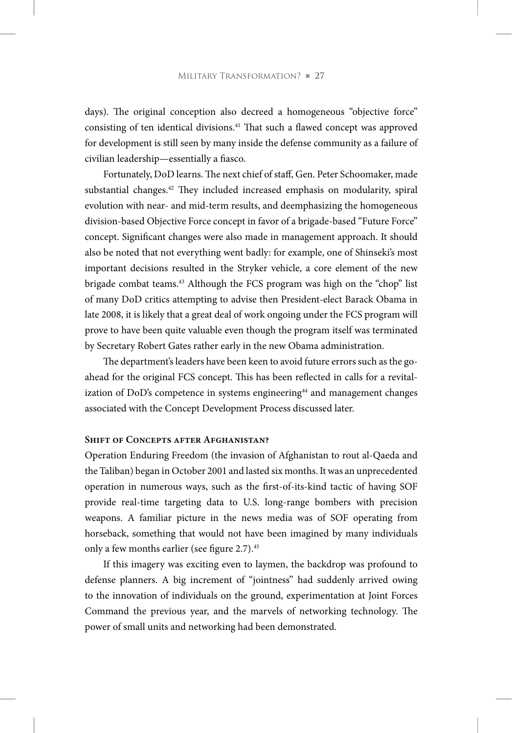days). The original conception also decreed a homogeneous "objective force" consisting of ten identical divisions.[41] That such a flawed concept was approved for development is still seen by many inside the defense community as a failure of civilian leadership—essentially a fiasco.

Fortunately, DoD learns. The next chief of staff, Gen. Peter Schoomaker, made substantial changes.[42] They included increased emphasis on modularity, spiral evolution with near- and mid-term results, and deemphasizing the homogeneous division-based Objective Force concept in favor of a brigade-based "Future Force" concept. Significant changes were also made in management approach. It should also be noted that not everything went badly: for example, one of Shinseki's most important decisions resulted in the Stryker vehicle, a core element of the new brigade combat teams.[43] Although the FCS program was high on the "chop" list of many DoD critics attempting to advise then President-elect Barack Obama in late 2008, it is likely that a great deal of work ongoing under the FCS program will prove to have been quite valuable even though the program itself was terminated by Secretary Robert Gates rather early in the new Obama administration.

The department's leaders have been keen to avoid future errors such as the go-ahead for the original FCS concept. This has been reflected in calls for a revitalization of DoD's competence in systems engineering[44] and management changes associated with the Concept Development Process discussed later.

### Shift of Concepts after Afghanistan?

Operation Enduring Freedom (the invasion of Afghanistan to rout al-Qaeda and the Taliban) began in October 2001 and lasted six months. It was an unprecedented operation in numerous ways, such as the first-of-its-kind tactic of having SOF provide real-time targeting data to U.S. long-range bombers with precision weapons. A familiar picture in the news media was of SOF operating from horseback, something that would not have been imagined by many individuals only a few months earlier (see figure 2.7).[45]

If this imagery was exciting even to laymen, the backdrop was profound to defense planners. A big increment of "jointness" had suddenly arrived owing to the innovation of individuals on the ground, experimentation at Joint Forces Command the previous year, and the marvels of networking technology. The power of small units and networking had been demonstrated.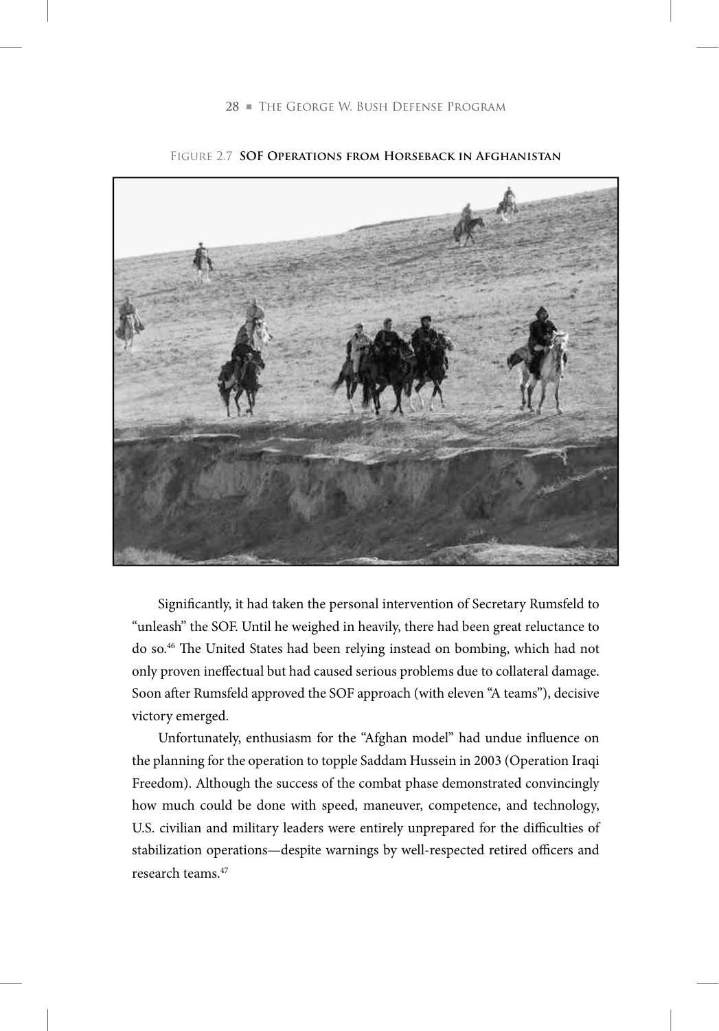Figure 2.7 **SOF Operations from Horseback in Afghanistan**

Significantly, it had taken the personal intervention of Secretary Rumsfeld to "unleash" the SOF. Until he weighed in heavily, there had been great reluctance to do so.[46] The United States had been relying instead on bombing, which had not only proven ineffectual but had caused serious problems due to collateral damage. Soon after Rumsfeld approved the SOF approach (with eleven "A teams"), decisive victory emerged.

Unfortunately, enthusiasm for the "Afghan model" had undue influence on the planning for the operation to topple Saddam Hussein in 2003 (Operation Iraqi Freedom). Although the success of the combat phase demonstrated convincingly how much could be done with speed, maneuver, competence, and technology, U.S. civilian and military leaders were entirely unprepared for the difficulties of stabilization operations—despite warnings by well-respected retired officers and research teams.[47]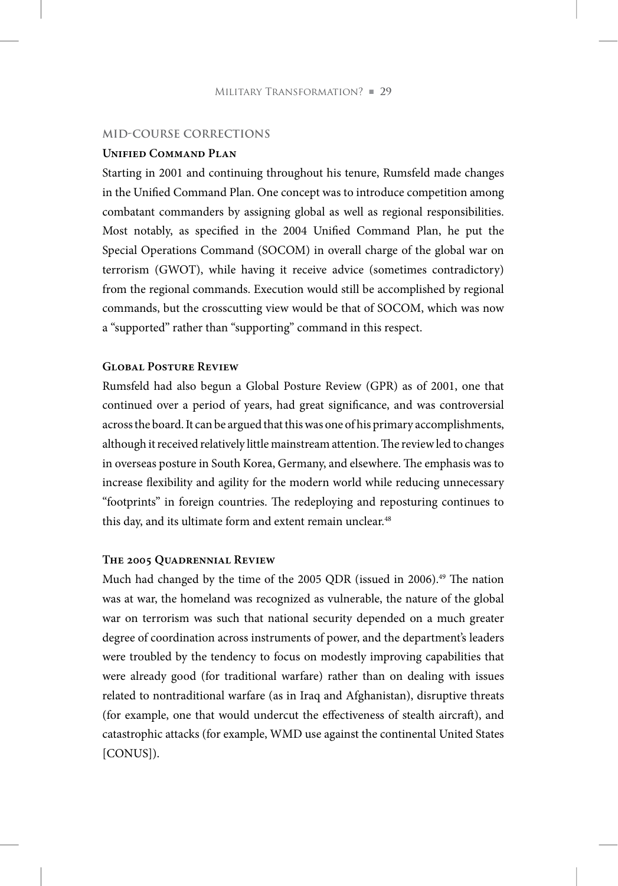## MID-COURSE CORRECTIONS

### Unified Command Plan

Starting in 2001 and continuing throughout his tenure, Rumsfeld made changes in the Unified Command Plan. One concept was to introduce competition among combatant commanders by assigning global as well as regional responsibilities. Most notably, as specified in the 2004 Unified Command Plan, he put the Special Operations Command (SOCOM) in overall charge of the global war on terrorism (GWOT), while having it receive advice (sometimes contradictory) from the regional commands. Execution would still be accomplished by regional commands, but the crosscutting view would be that of SOCOM, which was now a "supported" rather than "supporting" command in this respect.

### Global Posture Review

Rumsfeld had also begun a Global Posture Review (GPR) as of 2001, one that continued over a period of years, had great significance, and was controversial across the board. It can be argued that this was one of his primary accomplishments, although it received relatively little mainstream attention. The review led to changes in overseas posture in South Korea, Germany, and elsewhere. The emphasis was to increase flexibility and agility for the modern world while reducing unnecessary "footprints" in foreign countries. The redeploying and reposturing continues to this day, and its ultimate form and extent remain unclear.[48]

### The 2005 Quadrennial Review

Much had changed by the time of the 2005 QDR (issued in 2006).[49] The nation was at war, the homeland was recognized as vulnerable, the nature of the global war on terrorism was such that national security depended on a much greater degree of coordination across instruments of power, and the department's leaders were troubled by the tendency to focus on modestly improving capabilities that were already good (for traditional warfare) rather than on dealing with issues related to nontraditional warfare (as in Iraq and Afghanistan), disruptive threats (for example, one that would undercut the effectiveness of stealth aircraft), and catastrophic attacks (for example, WMD use against the continental United States [CONUS]).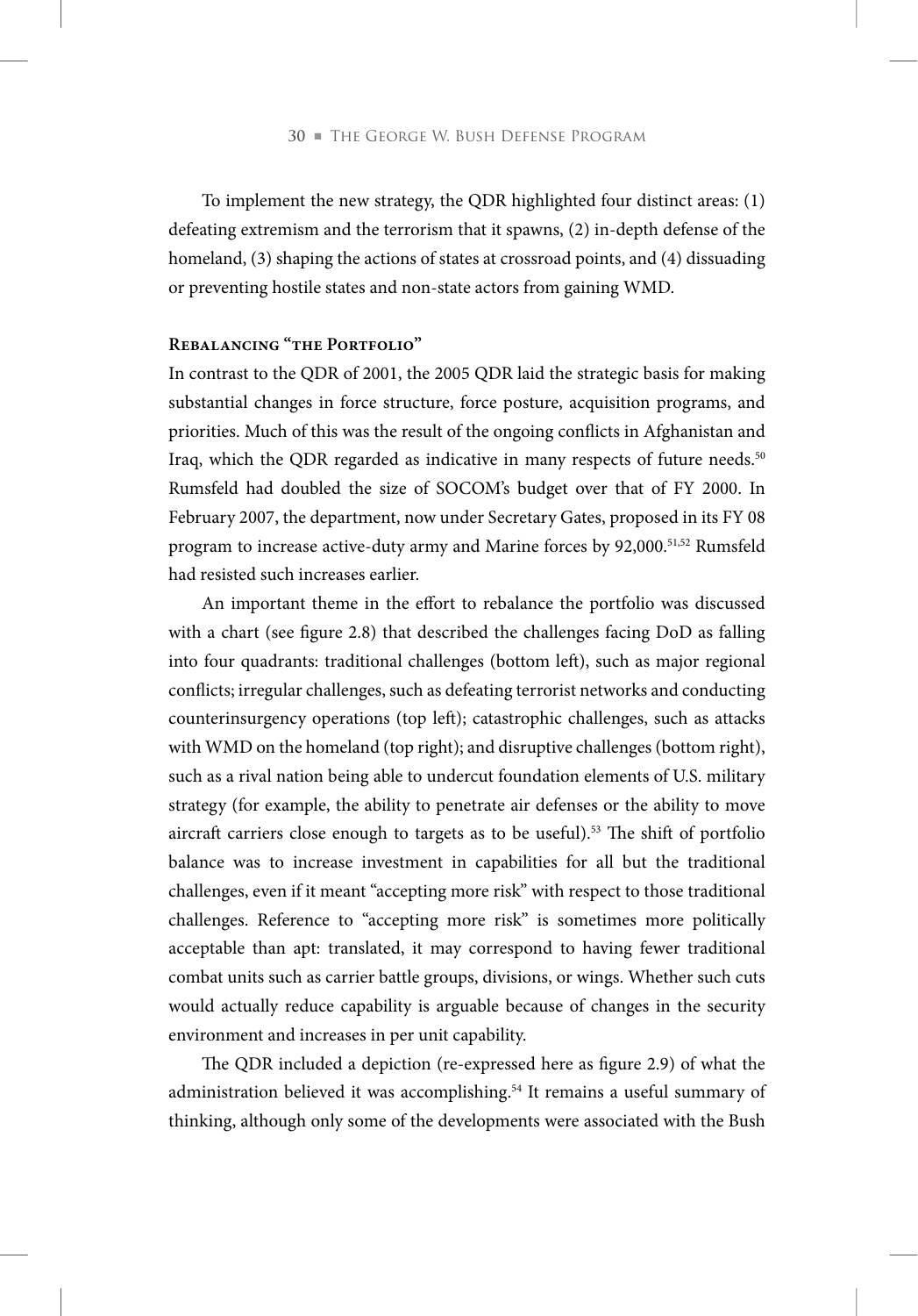To implement the new strategy, the QDR highlighted four distinct areas: (1) defeating extremism and the terrorism that it spawns, (2) in-depth defense of the homeland, (3) shaping the actions of states at crossroad points, and (4) dissuading or preventing hostile states and non-state actors from gaining WMD.

### Rebalancing "the Portfolio"

In contrast to the QDR of 2001, the 2005 QDR laid the strategic basis for making substantial changes in force structure, force posture, acquisition programs, and priorities. Much of this was the result of the ongoing conflicts in Afghanistan and Iraq, which the QDR regarded as indicative in many respects of future needs.[50] Rumsfeld had doubled the size of SOCOM's budget over that of FY 2000. In February 2007, the department, now under Secretary Gates, proposed in its FY 08 program to increase active-duty army and Marine forces by 92,000.[51,52] Rumsfeld had resisted such increases earlier.

An important theme in the effort to rebalance the portfolio was discussed with a chart (see figure 2.8) that described the challenges facing DoD as falling into four quadrants: traditional challenges (bottom left), such as major regional conflicts; irregular challenges, such as defeating terrorist networks and conducting counterinsurgency operations (top left); catastrophic challenges, such as attacks with WMD on the homeland (top right); and disruptive challenges (bottom right), such as a rival nation being able to undercut foundation elements of U.S. military strategy (for example, the ability to penetrate air defenses or the ability to move aircraft carriers close enough to targets as to be useful).[53] The shift of portfolio balance was to increase investment in capabilities for all but the traditional challenges, even if it meant "accepting more risk" with respect to those traditional challenges. Reference to "accepting more risk" is sometimes more politically acceptable than apt: translated, it may correspond to having fewer traditional combat units such as carrier battle groups, divisions, or wings. Whether such cuts would actually reduce capability is arguable because of changes in the security environment and increases in per unit capability.

The QDR included a depiction (re-expressed here as figure 2.9) of what the administration believed it was accomplishing.[54] It remains a useful summary of thinking, although only some of the developments were associated with the Bush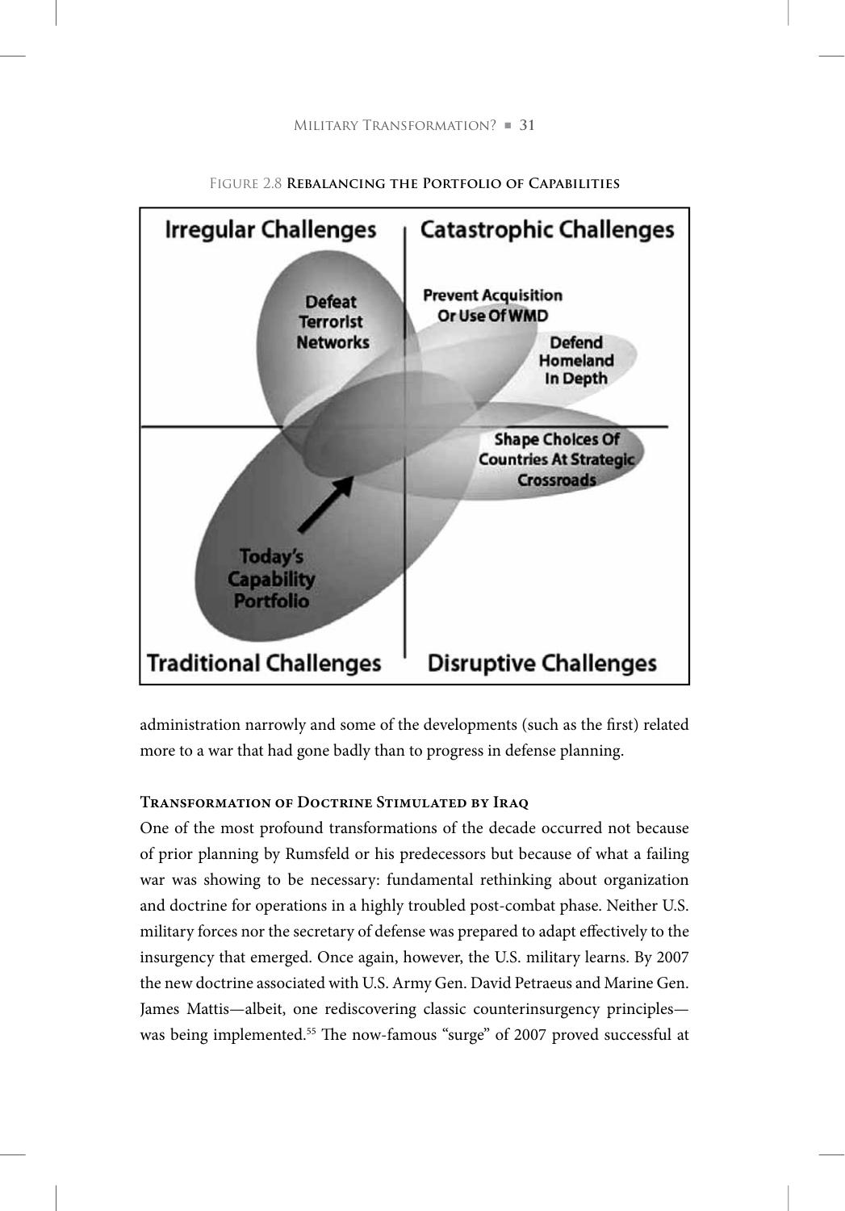FIGURE 2.8 **Rebalancing the Portfolio of Capabilities**

Irregular Challenges

Catastrophic Challenges

Defeat Terrorist Networks

Prevent Acquisition Or Use Of WMD

Defend Homeland In Depth

Shape Choices Of Countries At Strategic Crossroads

Today's Capability Portfolio

Traditional Challenges

Disruptive Challenges

administration narrowly and some of the developments (such as the first) related more to a war that had gone badly than to progress in defense planning.

### Transformation of Doctrine Stimulated by Iraq

One of the most profound transformations of the decade occurred not because of prior planning by Rumsfeld or his predecessors but because of what a failing war was showing to be necessary: fundamental rethinking about organization and doctrine for operations in a highly troubled post-combat phase. Neither U.S. military forces nor the secretary of defense was prepared to adapt effectively to the insurgency that emerged. Once again, however, the U.S. military learns. By 2007 the new doctrine associated with U.S. Army Gen. David Petraeus and Marine Gen. James Mattis—albeit, one rediscovering classic counterinsurgency principles—was being implemented.[55] The now-famous "surge" of 2007 proved successful at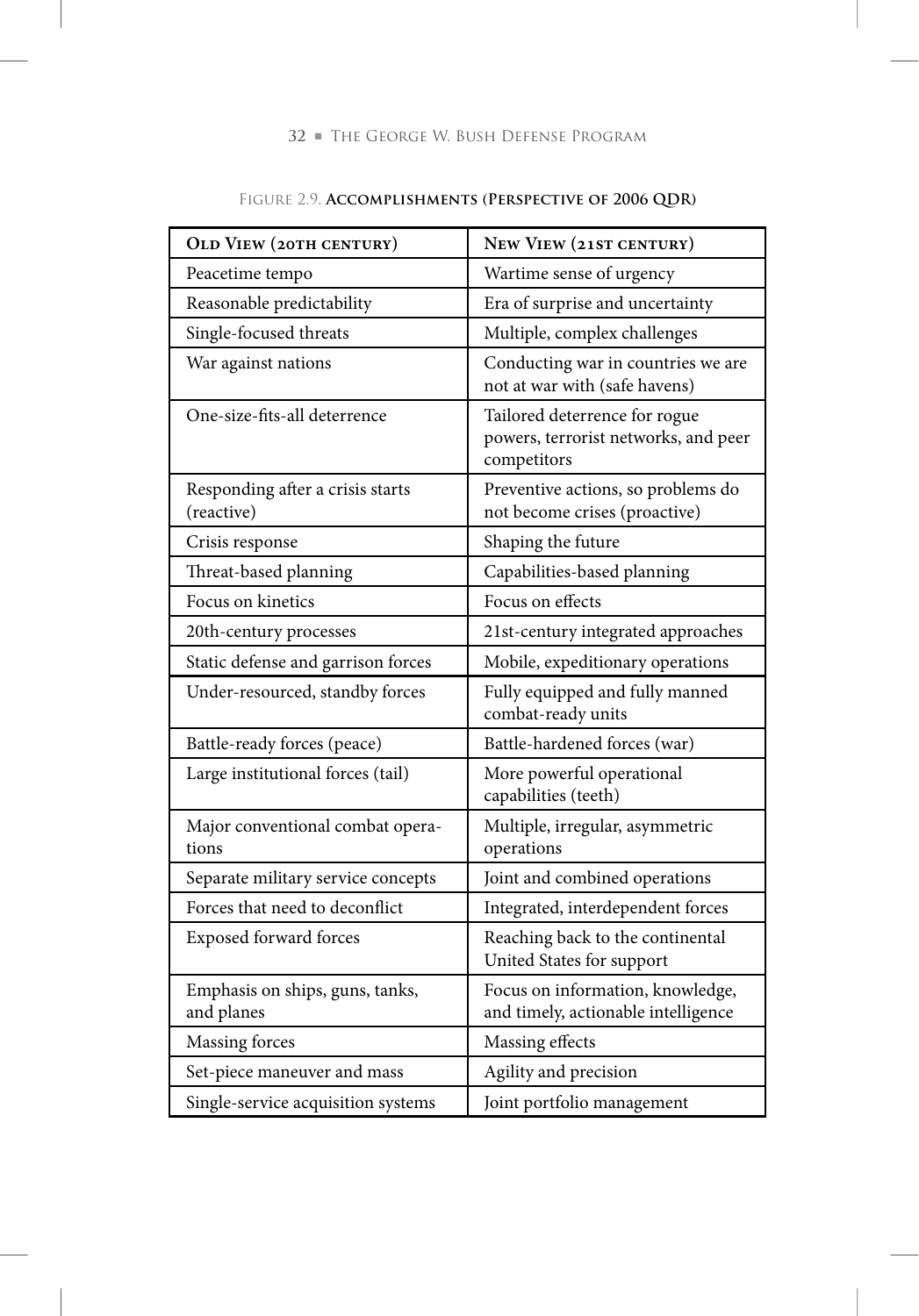Figure 2.9. **Accomplishments (Perspective of 2006 QDR)**

| Old View (20th century) | New View (21st century) |
| --- | --- |
| Peacetime tempo | Wartime sense of urgency |
| Reasonable predictability | Era of surprise and uncertainty |
| Single-focused threats | Multiple, complex challenges |
| War against nations | Conducting war in countries we are not at war with (safe havens) |
| One-size-fits-all deterrence | Tailored deterrence for rogue powers, terrorist networks, and peer competitors |
| Responding after a crisis starts (reactive) | Preventive actions, so problems do not become crises (proactive) |
| Crisis response | Shaping the future |
| Threat-based planning | Capabilities-based planning |
| Focus on kinetics | Focus on effects |
| 20th-century processes | 21st-century integrated approaches |
| Static defense and garrison forces | Mobile, expeditionary operations |
| Under-resourced, standby forces | Fully equipped and fully manned combat-ready units |
| Battle-ready forces (peace) | Battle-hardened forces (war) |
| Large institutional forces (tail) | More powerful operational capabilities (teeth) |
| Major conventional combat operations | Multiple, irregular, asymmetric operations |
| Separate military service concepts | Joint and combined operations |
| Forces that need to deconflict | Integrated, interdependent forces |
| Exposed forward forces | Reaching back to the continental United States for support |
| Emphasis on ships, guns, tanks, and planes | Focus on information, knowledge, and timely, actionable intelligence |
| Massing forces | Massing effects |
| Set-piece maneuver and mass | Agility and precision |
| Single-service acquisition systems | Joint portfolio management |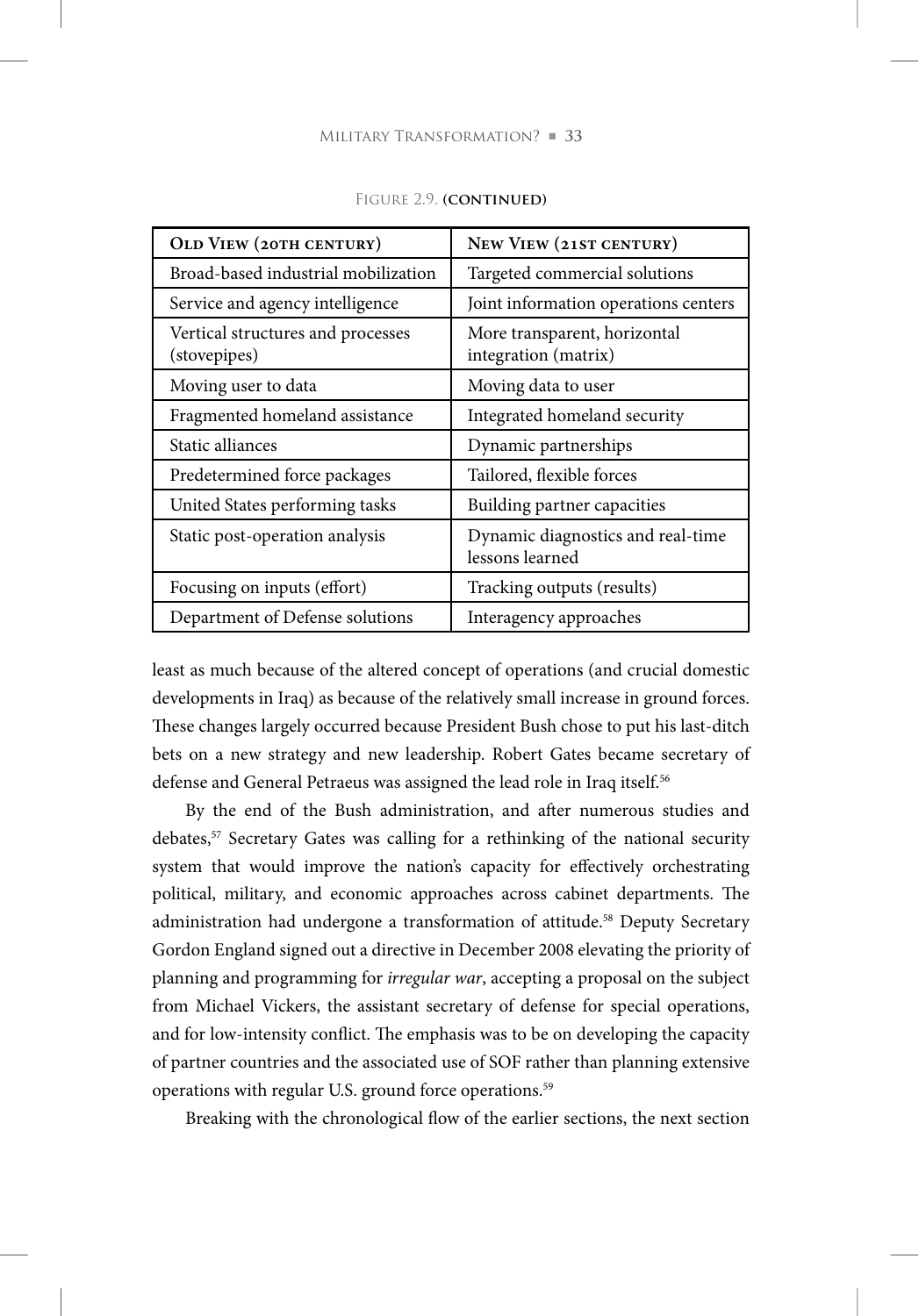Figure 2.9. **(continued)**

| Old View (20th century) | New View (21st century) |
|---|---|
| Broad-based industrial mobilization | Targeted commercial solutions |
| Service and agency intelligence | Joint information operations centers |
| Vertical structures and processes (stovepipes) | More transparent, horizontal integration (matrix) |
| Moving user to data | Moving data to user |
| Fragmented homeland assistance | Integrated homeland security |
| Static alliances | Dynamic partnerships |
| Predetermined force packages | Tailored, flexible forces |
| United States performing tasks | Building partner capacities |
| Static post-operation analysis | Dynamic diagnostics and real-time lessons learned |
| Focusing on inputs (effort) | Tracking outputs (results) |
| Department of Defense solutions | Interagency approaches |

least as much because of the altered concept of operations (and crucial domestic developments in Iraq) as because of the relatively small increase in ground forces. These changes largely occurred because President Bush chose to put his last-ditch bets on a new strategy and new leadership. Robert Gates became secretary of defense and General Petraeus was assigned the lead role in Iraq itself.[56]

By the end of the Bush administration, and after numerous studies and debates,[57] Secretary Gates was calling for a rethinking of the national security system that would improve the nation's capacity for effectively orchestrating political, military, and economic approaches across cabinet departments. The administration had undergone a transformation of attitude.[58] Deputy Secretary Gordon England signed out a directive in December 2008 elevating the priority of planning and programming for *irregular war*, accepting a proposal on the subject from Michael Vickers, the assistant secretary of defense for special operations, and for low-intensity conflict. The emphasis was to be on developing the capacity of partner countries and the associated use of SOF rather than planning extensive operations with regular U.S. ground force operations.[59]

Breaking with the chronological flow of the earlier sections, the next section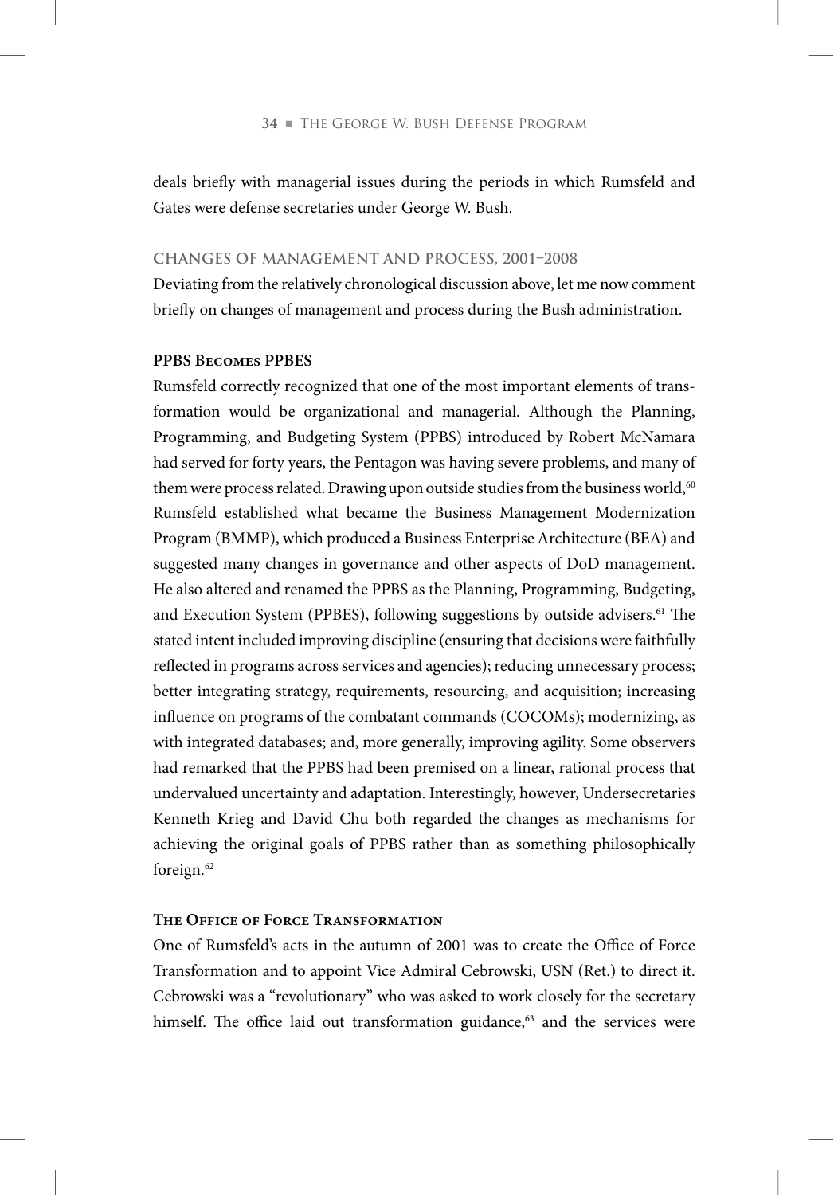deals briefly with managerial issues during the periods in which Rumsfeld and Gates were defense secretaries under George W. Bush.

## CHANGES OF MANAGEMENT AND PROCESS, 2001–2008

Deviating from the relatively chronological discussion above, let me now comment briefly on changes of management and process during the Bush administration.

### PPBS Becomes PPBES

Rumsfeld correctly recognized that one of the most important elements of transformation would be organizational and managerial. Although the Planning, Programming, and Budgeting System (PPBS) introduced by Robert McNamara had served for forty years, the Pentagon was having severe problems, and many of them were process related. Drawing upon outside studies from the business world,[60] Rumsfeld established what became the Business Management Modernization Program (BMMP), which produced a Business Enterprise Architecture (BEA) and suggested many changes in governance and other aspects of DoD management. He also altered and renamed the PPBS as the Planning, Programming, Budgeting, and Execution System (PPBES), following suggestions by outside advisers.[61] The stated intent included improving discipline (ensuring that decisions were faithfully reflected in programs across services and agencies); reducing unnecessary process; better integrating strategy, requirements, resourcing, and acquisition; increasing influence on programs of the combatant commands (COCOMs); modernizing, as with integrated databases; and, more generally, improving agility. Some observers had remarked that the PPBS had been premised on a linear, rational process that undervalued uncertainty and adaptation. Interestingly, however, Undersecretaries Kenneth Krieg and David Chu both regarded the changes as mechanisms for achieving the original goals of PPBS rather than as something philosophically foreign.[62]

### The Office of Force Transformation

One of Rumsfeld's acts in the autumn of 2001 was to create the Office of Force Transformation and to appoint Vice Admiral Cebrowski, USN (Ret.) to direct it. Cebrowski was a "revolutionary" who was asked to work closely for the secretary himself. The office laid out transformation guidance,[63] and the services were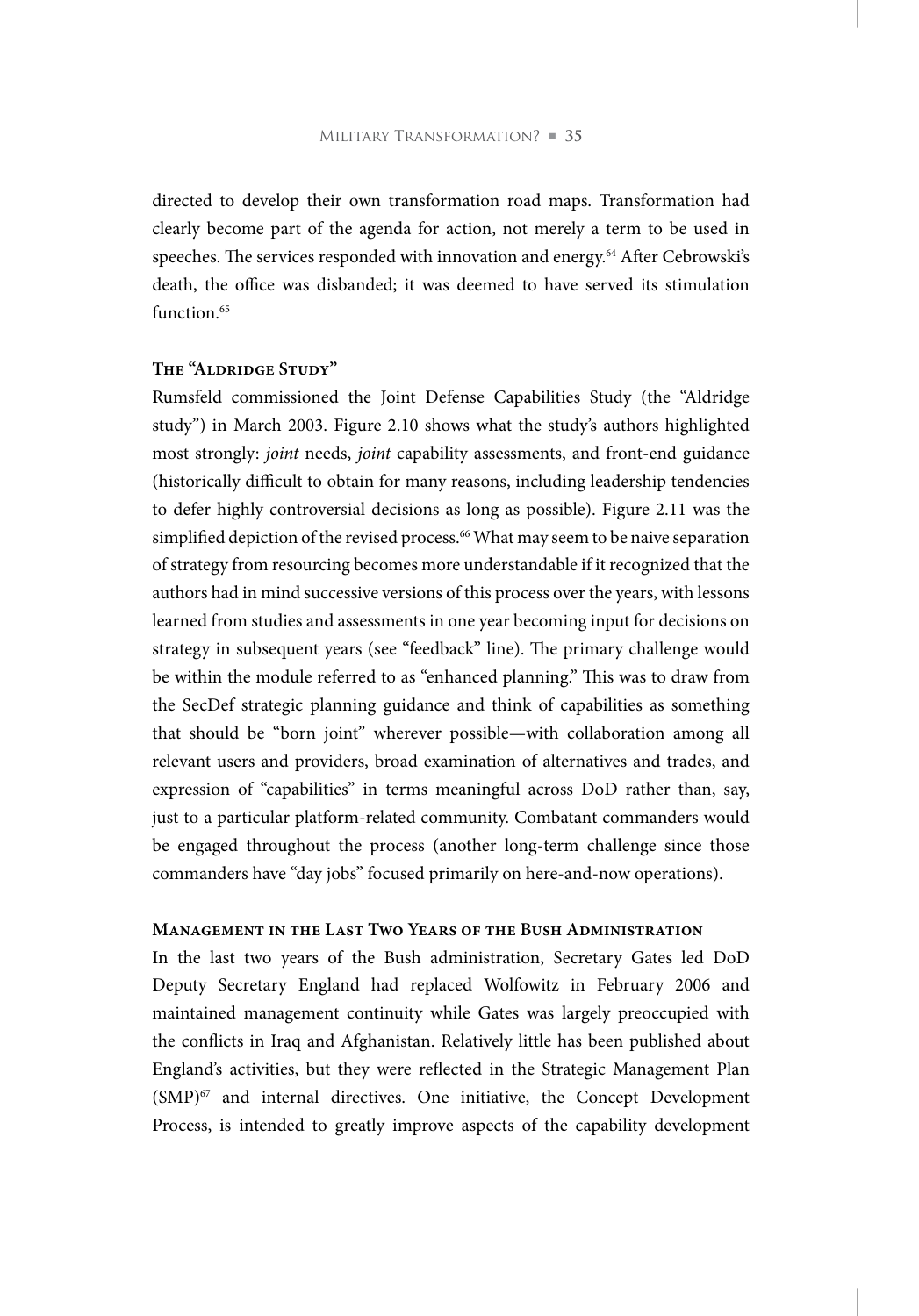directed to develop their own transformation road maps. Transformation had clearly become part of the agenda for action, not merely a term to be used in speeches. The services responded with innovation and energy.[64] After Cebrowski's death, the office was disbanded; it was deemed to have served its stimulation function.[65]

### The "Aldridge Study"

Rumsfeld commissioned the Joint Defense Capabilities Study (the "Aldridge study") in March 2003. Figure 2.10 shows what the study's authors highlighted most strongly: *joint* needs, *joint* capability assessments, and front-end guidance (historically difficult to obtain for many reasons, including leadership tendencies to defer highly controversial decisions as long as possible). Figure 2.11 was the simplified depiction of the revised process.[66] What may seem to be naive separation of strategy from resourcing becomes more understandable if it recognized that the authors had in mind successive versions of this process over the years, with lessons learned from studies and assessments in one year becoming input for decisions on strategy in subsequent years (see "feedback" line). The primary challenge would be within the module referred to as "enhanced planning." This was to draw from the SecDef strategic planning guidance and think of capabilities as something that should be "born joint" wherever possible—with collaboration among all relevant users and providers, broad examination of alternatives and trades, and expression of "capabilities" in terms meaningful across DoD rather than, say, just to a particular platform-related community. Combatant commanders would be engaged throughout the process (another long-term challenge since those commanders have "day jobs" focused primarily on here-and-now operations).

### Management in the Last Two Years of the Bush Administration

In the last two years of the Bush administration, Secretary Gates led DoD Deputy Secretary England had replaced Wolfowitz in February 2006 and maintained management continuity while Gates was largely preoccupied with the conflicts in Iraq and Afghanistan. Relatively little has been published about England's activities, but they were reflected in the Strategic Management Plan (SMP)[67] and internal directives. One initiative, the Concept Development Process, is intended to greatly improve aspects of the capability development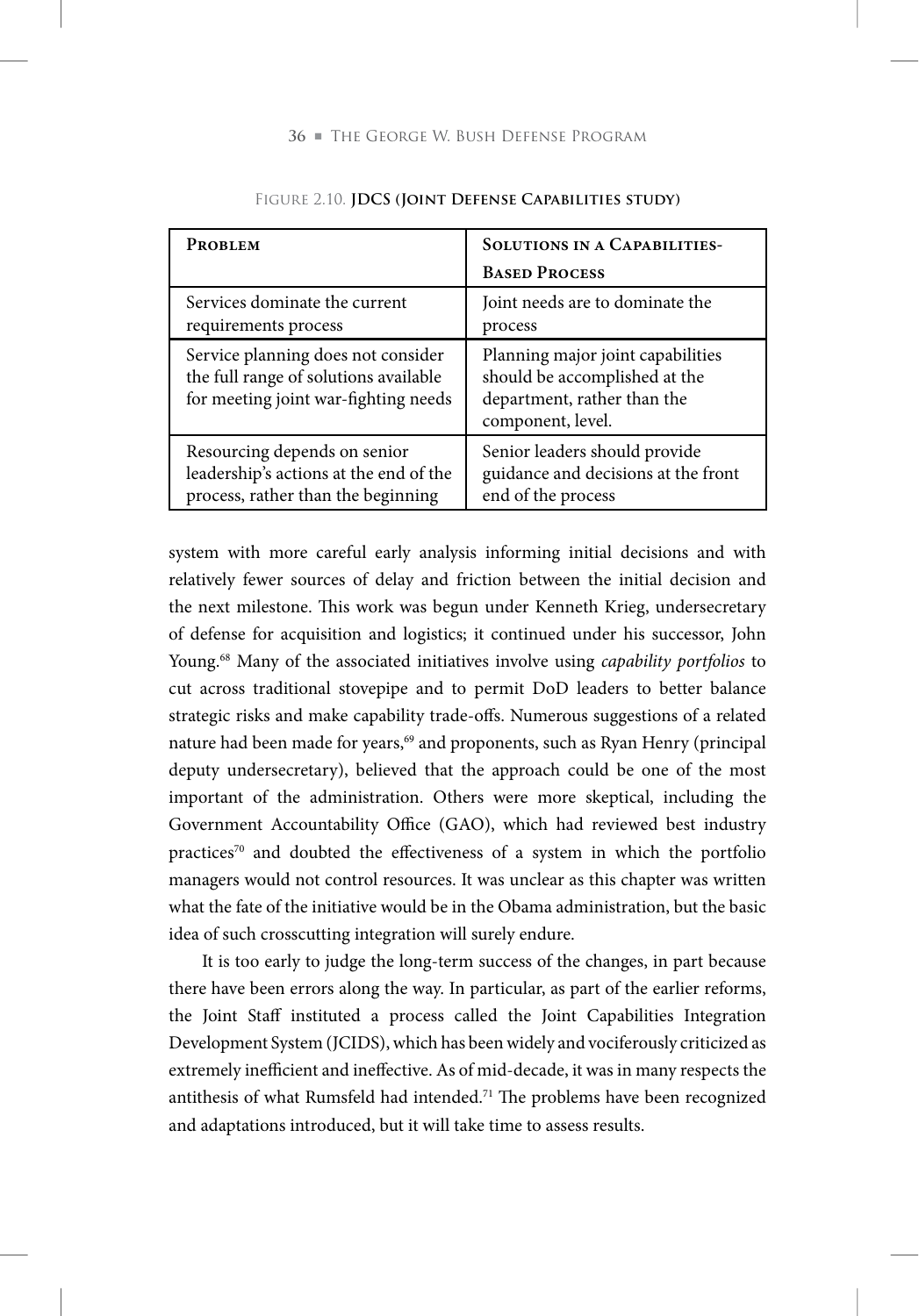Figure 2.10. **JDCS (Joint Defense Capabilities study)**

| Problem | Solutions in a Capabilities-Based Process |
|---|---|
| Services dominate the current requirements process | Joint needs are to dominate the process |
| Service planning does not consider the full range of solutions available for meeting joint war-fighting needs | Planning major joint capabilities should be accomplished at the department, rather than the component, level. |
| Resourcing depends on senior leadership's actions at the end of the process, rather than the beginning | Senior leaders should provide guidance and decisions at the front end of the process |

system with more careful early analysis informing initial decisions and with relatively fewer sources of delay and friction between the initial decision and the next milestone. This work was begun under Kenneth Krieg, undersecretary of defense for acquisition and logistics; it continued under his successor, John Young.[68] Many of the associated initiatives involve using *capability portfolios* to cut across traditional stovepipe and to permit DoD leaders to better balance strategic risks and make capability trade-offs. Numerous suggestions of a related nature had been made for years,[69] and proponents, such as Ryan Henry (principal deputy undersecretary), believed that the approach could be one of the most important of the administration. Others were more skeptical, including the Government Accountability Office (GAO), which had reviewed best industry practices[70] and doubted the effectiveness of a system in which the portfolio managers would not control resources. It was unclear as this chapter was written what the fate of the initiative would be in the Obama administration, but the basic idea of such crosscutting integration will surely endure.

It is too early to judge the long-term success of the changes, in part because there have been errors along the way. In particular, as part of the earlier reforms, the Joint Staff instituted a process called the Joint Capabilities Integration Development System (JCIDS), which has been widely and vociferously criticized as extremely inefficient and ineffective. As of mid-decade, it was in many respects the antithesis of what Rumsfeld had intended.[71] The problems have been recognized and adaptations introduced, but it will take time to assess results.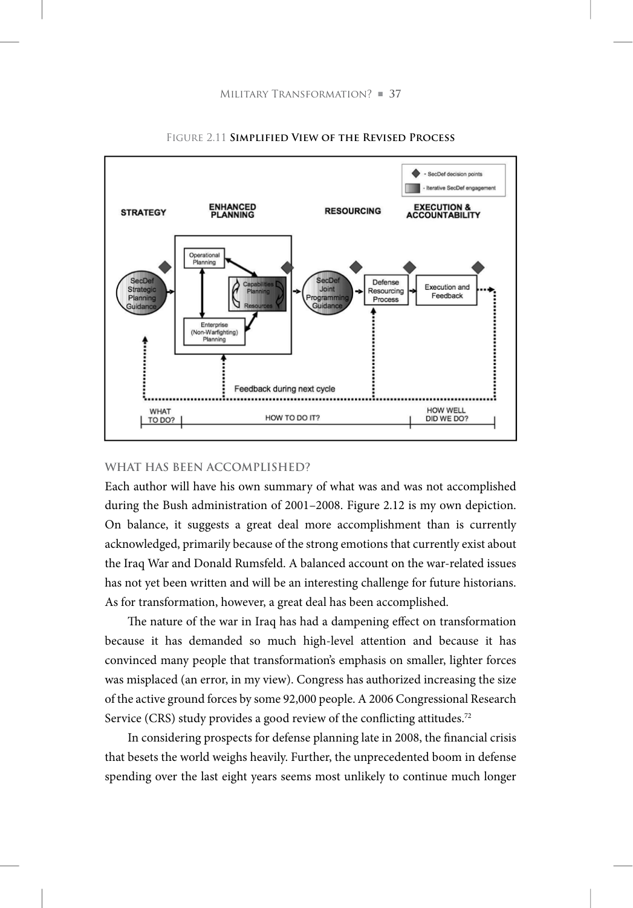Figure 2.11 **Simplified View of the Revised Process**

- SecDef decision points
- Iterative SecDef engagement

STRATEGY

ENHANCED PLANNING

RESOURCING

EXECUTION & ACCOUNTABILITY

SecDef Strategic Planning Guidance

Operational Planning

Capabilities Planning

Resources

Enterprise (Non-Warfighting) Planning

SecDef Joint Programming Guidance

Defense Resourcing Process

Execution and Feedback

Feedback during next cycle

WHAT TO DO?

HOW TO DO IT?

HOW WELL DID WE DO?

## WHAT HAS BEEN ACCOMPLISHED?

Each author will have his own summary of what was and was not accomplished during the Bush administration of 2001–2008. Figure 2.12 is my own depiction. On balance, it suggests a great deal more accomplishment than is currently acknowledged, primarily because of the strong emotions that currently exist about the Iraq War and Donald Rumsfeld. A balanced account on the war-related issues has not yet been written and will be an interesting challenge for future historians. As for transformation, however, a great deal has been accomplished.

The nature of the war in Iraq has had a dampening effect on transformation because it has demanded so much high-level attention and because it has convinced many people that transformation's emphasis on smaller, lighter forces was misplaced (an error, in my view). Congress has authorized increasing the size of the active ground forces by some 92,000 people. A 2006 Congressional Research Service (CRS) study provides a good review of the conflicting attitudes.[72]

In considering prospects for defense planning late in 2008, the financial crisis that besets the world weighs heavily. Further, the unprecedented boom in defense spending over the last eight years seems most unlikely to continue much longer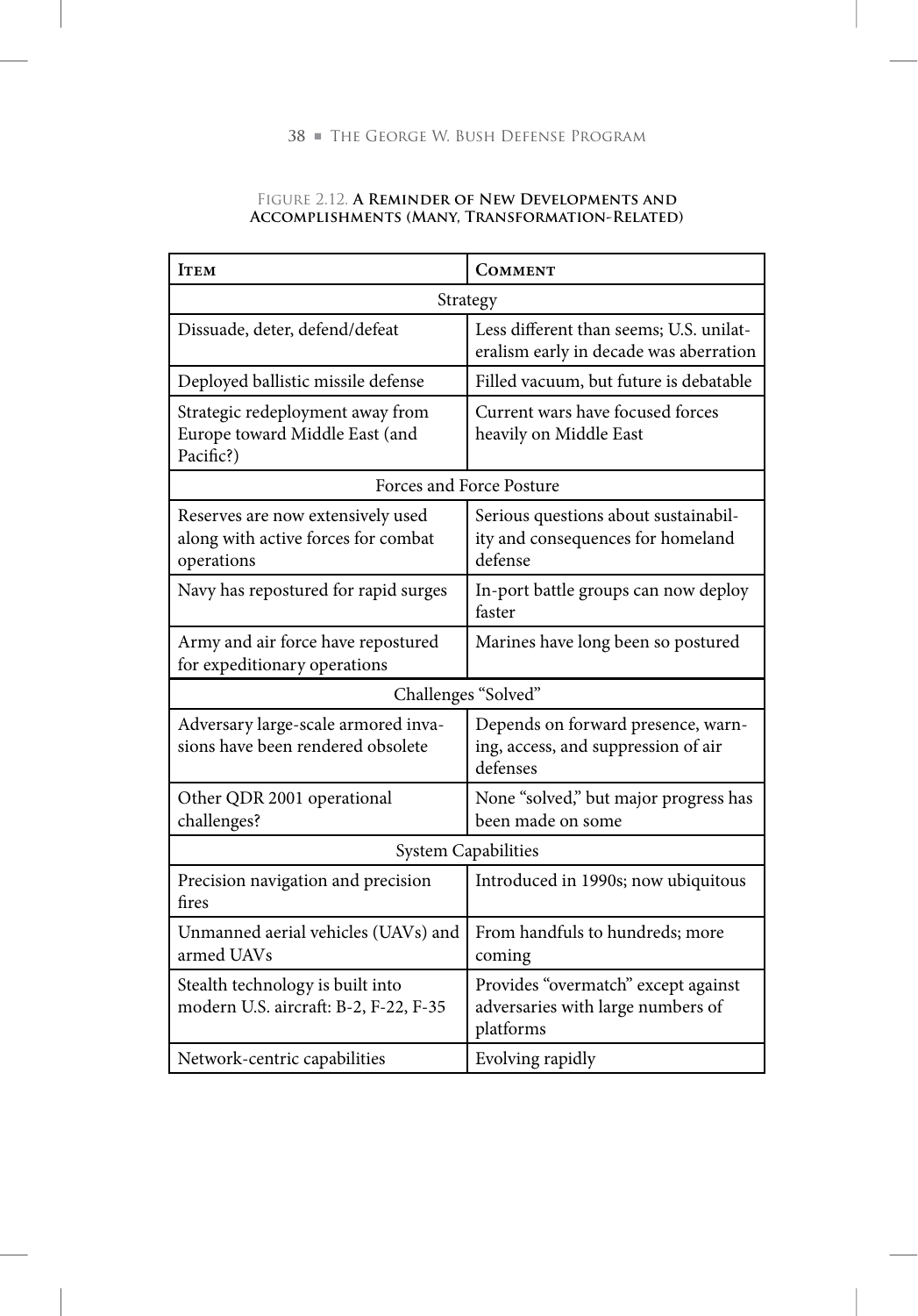Figure 2.12. **A Reminder of New Developments and Accomplishments (Many, Transformation-Related)**

| Item | Comment |
|---|---|
| Strategy | |
| Dissuade, deter, defend/defeat | Less different than seems; U.S. unilateralism early in decade was aberration |
| Deployed ballistic missile defense | Filled vacuum, but future is debatable |
| Strategic redeployment away from Europe toward Middle East (and Pacific?) | Current wars have focused forces heavily on Middle East |
| Forces and Force Posture | |
| Reserves are now extensively used along with active forces for combat operations | Serious questions about sustainability and consequences for homeland defense |
| Navy has repostured for rapid surges | In-port battle groups can now deploy faster |
| Army and air force have repostured for expeditionary operations | Marines have long been so postured |
| Challenges "Solved" | |
| Adversary large-scale armored invasions have been rendered obsolete | Depends on forward presence, warning, access, and suppression of air defenses |
| Other QDR 2001 operational challenges? | None "solved," but major progress has been made on some |
| System Capabilities | |
| Precision navigation and precision fires | Introduced in 1990s; now ubiquitous |
| Unmanned aerial vehicles (UAVs) and armed UAVs | From handfuls to hundreds; more coming |
| Stealth technology is built into modern U.S. aircraft: B-2, F-22, F-35 | Provides "overmatch" except against adversaries with large numbers of platforms |
| Network-centric capabilities | Evolving rapidly |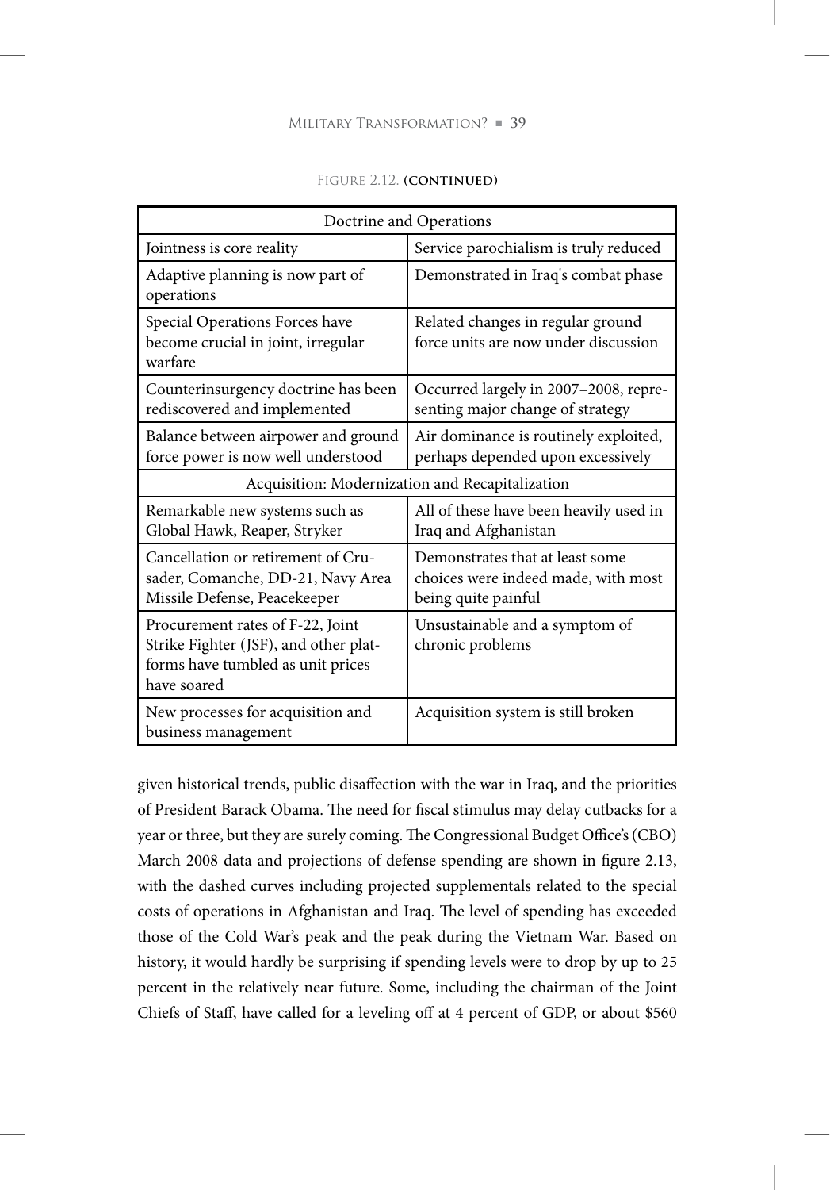Figure 2.12. **(continued)**

| | |
|---|---|
| Doctrine and Operations | |
| Jointness is core reality | Service parochialism is truly reduced |
| Adaptive planning is now part of operations | Demonstrated in Iraq's combat phase |
| Special Operations Forces have become crucial in joint, irregular warfare | Related changes in regular ground force units are now under discussion |
| Counterinsurgency doctrine has been rediscovered and implemented | Occurred largely in 2007–2008, representing major change of strategy |
| Balance between airpower and ground force power is now well understood | Air dominance is routinely exploited, perhaps depended upon excessively |
| Acquisition: Modernization and Recapitalization | |
| Remarkable new systems such as Global Hawk, Reaper, Stryker | All of these have been heavily used in Iraq and Afghanistan |
| Cancellation or retirement of Crusader, Comanche, DD-21, Navy Area Missile Defense, Peacekeeper | Demonstrates that at least some choices were indeed made, with most being quite painful |
| Procurement rates of F-22, Joint Strike Fighter (JSF), and other platforms have tumbled as unit prices have soared | Unsustainable and a symptom of chronic problems |
| New processes for acquisition and business management | Acquisition system is still broken |

given historical trends, public disaffection with the war in Iraq, and the priorities of President Barack Obama. The need for fiscal stimulus may delay cutbacks for a year or three, but they are surely coming. The Congressional Budget Office's (CBO) March 2008 data and projections of defense spending are shown in figure 2.13, with the dashed curves including projected supplementals related to the special costs of operations in Afghanistan and Iraq. The level of spending has exceeded those of the Cold War's peak and the peak during the Vietnam War. Based on history, it would hardly be surprising if spending levels were to drop by up to 25 percent in the relatively near future. Some, including the chairman of the Joint Chiefs of Staff, have called for a leveling off at 4 percent of GDP, or about $560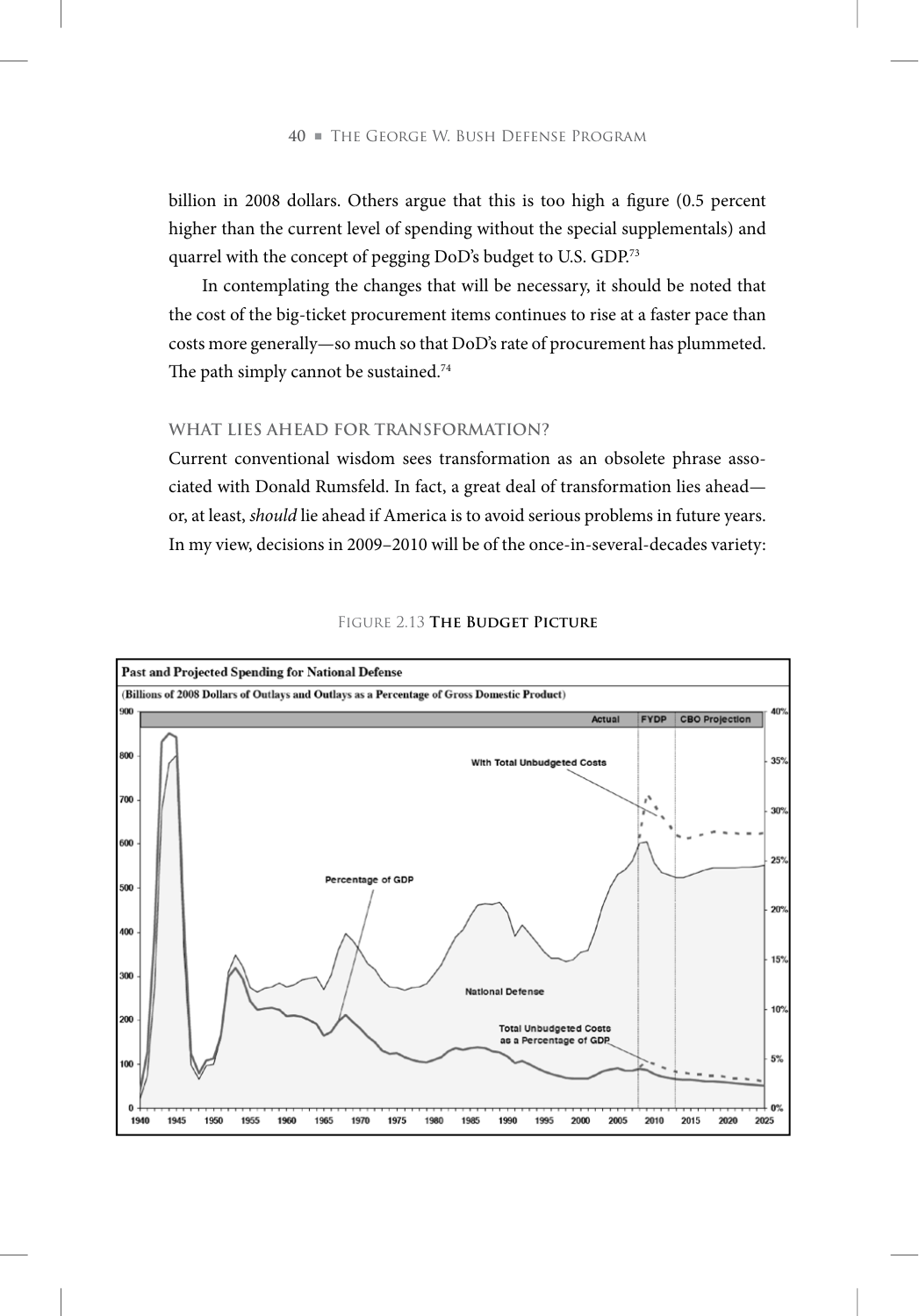billion in 2008 dollars. Others argue that this is too high a figure (0.5 percent higher than the current level of spending without the special supplementals) and quarrel with the concept of pegging DoD's budget to U.S. GDP.[73]

In contemplating the changes that will be necessary, it should be noted that the cost of the big-ticket procurement items continues to rise at a faster pace than costs more generally—so much so that DoD's rate of procurement has plummeted. The path simply cannot be sustained.[74]

### WHAT LIES AHEAD FOR TRANSFORMATION?

Current conventional wisdom sees transformation as an obsolete phrase associated with Donald Rumsfeld. In fact, a great deal of transformation lies ahead—or, at least, *should* lie ahead if America is to avoid serious problems in future years. In my view, decisions in 2009–2010 will be of the once-in-several-decades variety:

FIGURE 2.13 **The Budget Picture**

Past and Projected Spending for National Defense

(Billions of 2008 Dollars of Outlays and Outlays as a Percentage of Gross Domestic Product)

Actual

FYDP

CBO Projection

With Total Unbudgeted Costs

Percentage of GDP

National Defense

Total Unbudgeted Costs as a Percentage of GDP

0

100

200

300

400

500

600

700

800

900

0%

5%

10%

15%

20%

25%

30%

35%

40%

1940

1945

1950

1955

1960

1965

1970

1975

1980

1985

1990

1995

2000

2005

2010

2015

2020

2025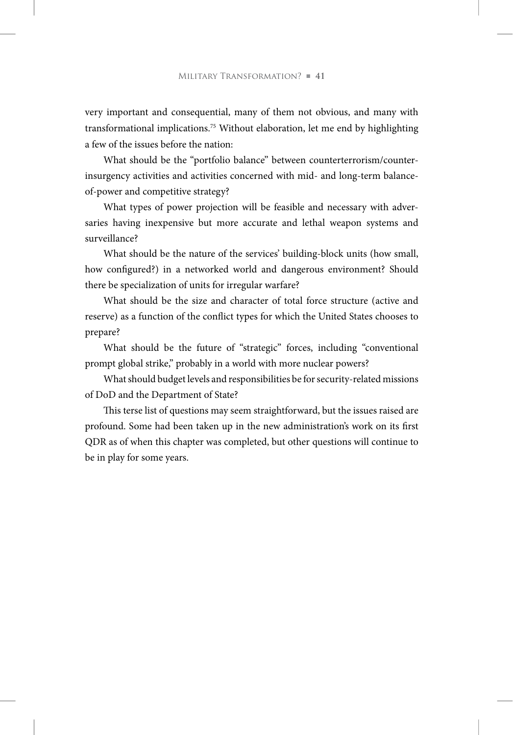very important and consequential, many of them not obvious, and many with transformational implications.[75] Without elaboration, let me end by highlighting a few of the issues before the nation:

What should be the "portfolio balance" between counterterrorism/counterinsurgency activities and activities concerned with mid- and long-term balance-of-power and competitive strategy?

What types of power projection will be feasible and necessary with adversaries having inexpensive but more accurate and lethal weapon systems and surveillance?

What should be the nature of the services' building-block units (how small, how configured?) in a networked world and dangerous environment? Should there be specialization of units for irregular warfare?

What should be the size and character of total force structure (active and reserve) as a function of the conflict types for which the United States chooses to prepare?

What should be the future of "strategic" forces, including "conventional prompt global strike," probably in a world with more nuclear powers?

What should budget levels and responsibilities be for security-related missions of DoD and the Department of State?

This terse list of questions may seem straightforward, but the issues raised are profound. Some had been taken up in the new administration's work on its first QDR as of when this chapter was completed, but other questions will continue to be in play for some years.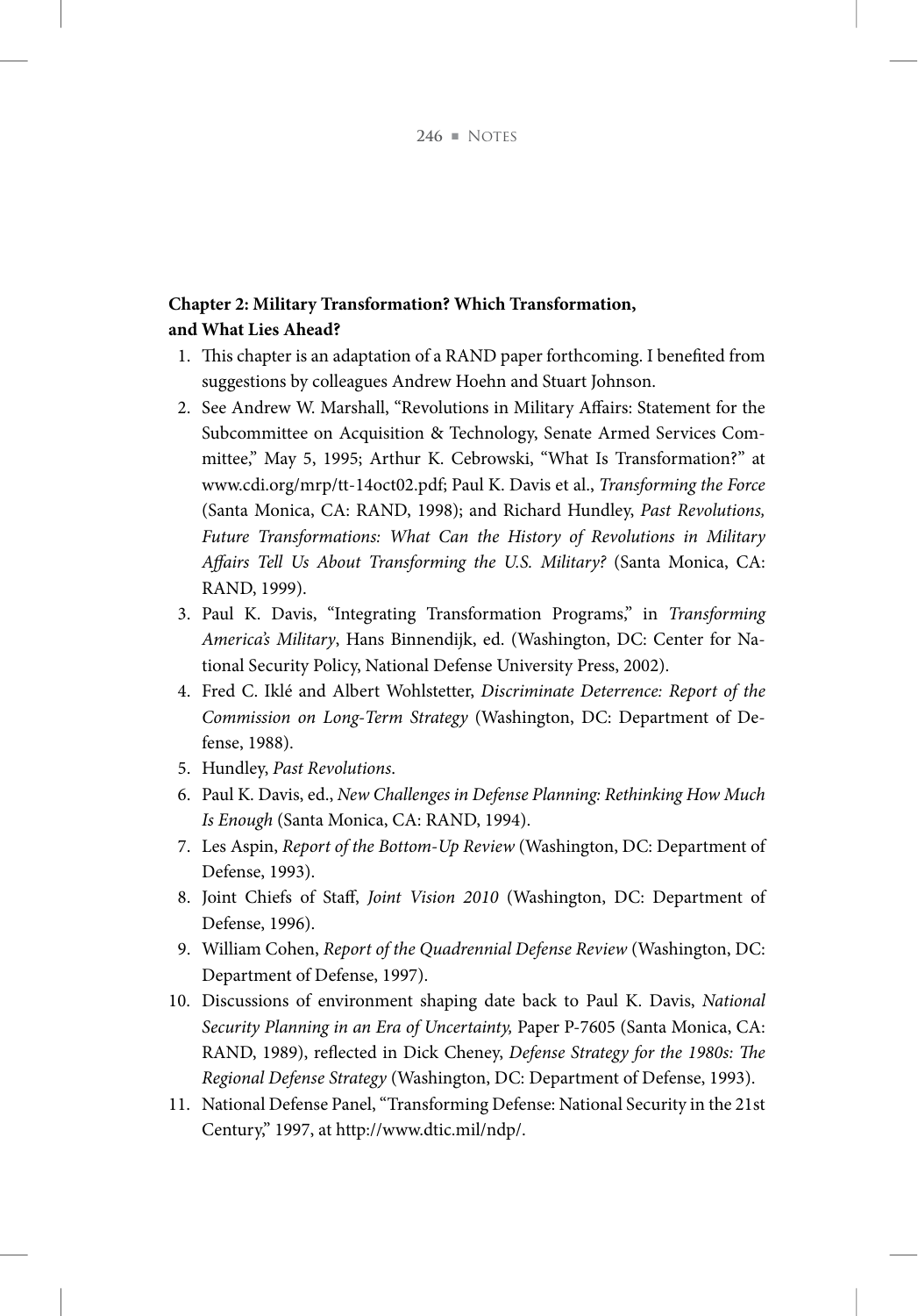**Chapter 2: Military Transformation? Which Transformation, and What Lies Ahead?**

1. This chapter is an adaptation of a RAND paper forthcoming. I benefited from suggestions by colleagues Andrew Hoehn and Stuart Johnson.
2. See Andrew W. Marshall, "Revolutions in Military Affairs: Statement for the Subcommittee on Acquisition & Technology, Senate Armed Services Committee," May 5, 1995; Arthur K. Cebrowski, "What Is Transformation?" at www.cdi.org/mrp/tt-14oct02.pdf; Paul K. Davis et al., *Transforming the Force* (Santa Monica, CA: RAND, 1998); and Richard Hundley, *Past Revolutions, Future Transformations: What Can the History of Revolutions in Military Affairs Tell Us About Transforming the U.S. Military?* (Santa Monica, CA: RAND, 1999).
3. Paul K. Davis, "Integrating Transformation Programs," in *Transforming America's Military*, Hans Binnendijk, ed. (Washington, DC: Center for National Security Policy, National Defense University Press, 2002).
4. Fred C. Iklé and Albert Wohlstetter, *Discriminate Deterrence: Report of the Commission on Long-Term Strategy* (Washington, DC: Department of Defense, 1988).
5. Hundley, *Past Revolutions*.
6. Paul K. Davis, ed., *New Challenges in Defense Planning: Rethinking How Much Is Enough* (Santa Monica, CA: RAND, 1994).
7. Les Aspin, *Report of the Bottom-Up Review* (Washington, DC: Department of Defense, 1993).
8. Joint Chiefs of Staff, *Joint Vision 2010* (Washington, DC: Department of Defense, 1996).
9. William Cohen, *Report of the Quadrennial Defense Review* (Washington, DC: Department of Defense, 1997).
10. Discussions of environment shaping date back to Paul K. Davis, *National Security Planning in an Era of Uncertainty,* Paper P-7605 (Santa Monica, CA: RAND, 1989), reflected in Dick Cheney, *Defense Strategy for the 1980s: The Regional Defense Strategy* (Washington, DC: Department of Defense, 1993).
11. National Defense Panel, "Transforming Defense: National Security in the 21st Century," 1997, at http://www.dtic.mil/ndp/.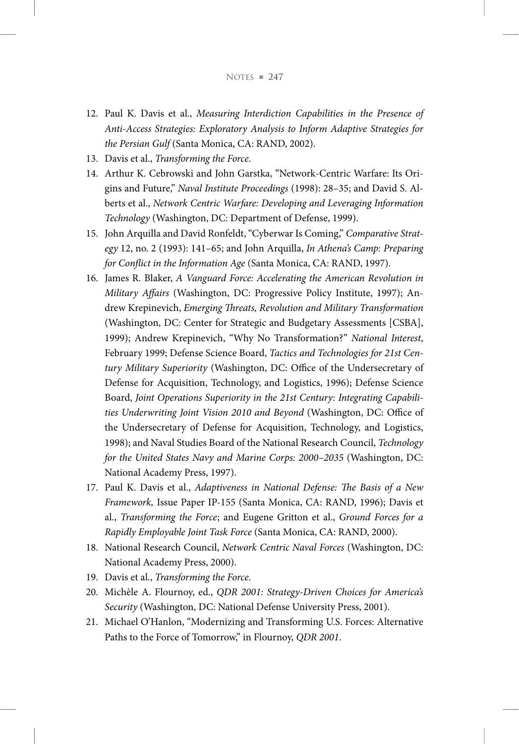12. Paul K. Davis et al., *Measuring Interdiction Capabilities in the Presence of Anti-Access Strategies: Exploratory Analysis to Inform Adaptive Strategies for the Persian Gulf* (Santa Monica, CA: RAND, 2002).
13. Davis et al., *Transforming the Force.*
14. Arthur K. Cebrowski and John Garstka, "Network-Centric Warfare: Its Origins and Future," *Naval Institute Proceedings* (1998): 28–35; and David S. Alberts et al., *Network Centric Warfare: Developing and Leveraging Information Technology* (Washington, DC: Department of Defense, 1999).
15. John Arquilla and David Ronfeldt, "Cyberwar Is Coming," *Comparative Strategy* 12, no. 2 (1993): 141–65; and John Arquilla, *In Athena's Camp: Preparing for Conflict in the Information Age* (Santa Monica, CA: RAND, 1997).
16. James R. Blaker, *A Vanguard Force: Accelerating the American Revolution in Military Affairs* (Washington, DC: Progressive Policy Institute, 1997); Andrew Krepinevich, *Emerging Threats, Revolution and Military Transformation* (Washington, DC: Center for Strategic and Budgetary Assessments [CSBA], 1999); Andrew Krepinevich, "Why No Transformation?" *National Interest*, February 1999; Defense Science Board, *Tactics and Technologies for 21st Century Military Superiority* (Washington, DC: Office of the Undersecretary of Defense for Acquisition, Technology, and Logistics, 1996); Defense Science Board, *Joint Operations Superiority in the 21st Century: Integrating Capabilities Underwriting Joint Vision 2010 and Beyond* (Washington, DC: Office of the Undersecretary of Defense for Acquisition, Technology, and Logistics, 1998); and Naval Studies Board of the National Research Council, *Technology for the United States Navy and Marine Corps: 2000–2035* (Washington, DC: National Academy Press, 1997).
17. Paul K. Davis et al., *Adaptiveness in National Defense: The Basis of a New Framework,* Issue Paper IP-155 (Santa Monica, CA: RAND, 1996); Davis et al., *Transforming the Force*; and Eugene Gritton et al., *Ground Forces for a Rapidly Employable Joint Task Force* (Santa Monica, CA: RAND, 2000).
18. National Research Council, *Network Centric Naval Forces* (Washington, DC: National Academy Press, 2000).
19. Davis et al., *Transforming the Force.*
20. Michèle A. Flournoy, ed., *QDR 2001: Strategy-Driven Choices for America's Security* (Washington, DC: National Defense University Press, 2001).
21. Michael O'Hanlon, "Modernizing and Transforming U.S. Forces: Alternative Paths to the Force of Tomorrow," in Flournoy, *QDR 2001.*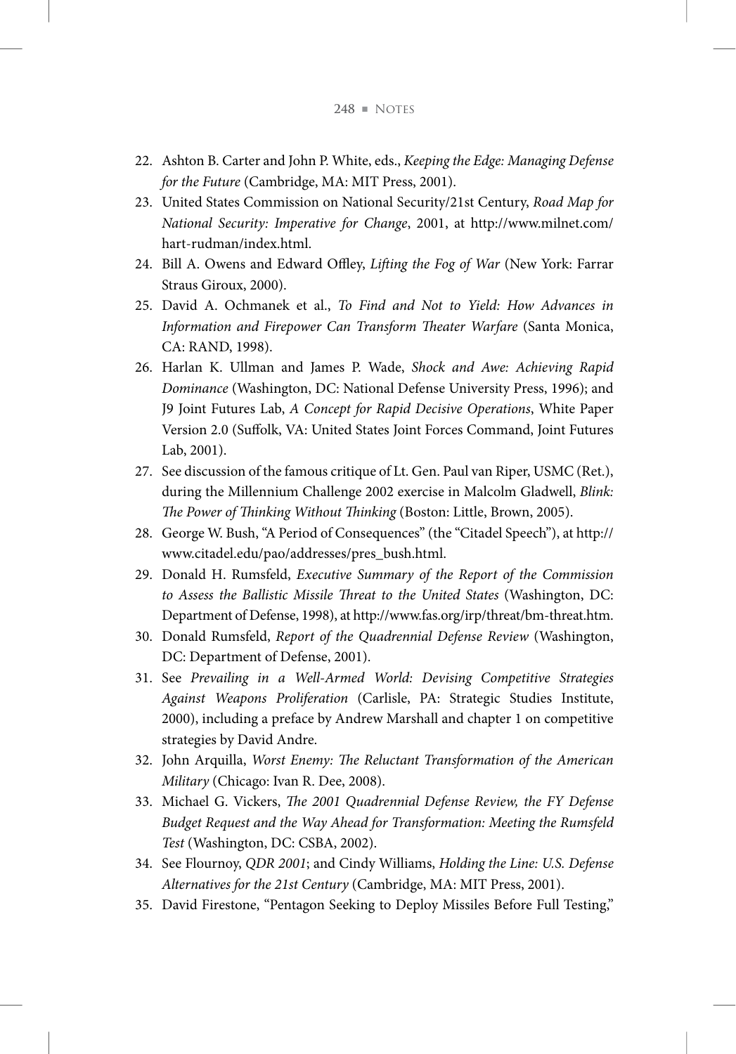22. Ashton B. Carter and John P. White, eds., *Keeping the Edge: Managing Defense for the Future* (Cambridge, MA: MIT Press, 2001).
23. United States Commission on National Security/21st Century, *Road Map for National Security: Imperative for Change*, 2001, at http://www.milnet.com/hart-rudman/index.html.
24. Bill A. Owens and Edward Offley, *Lifting the Fog of War* (New York: Farrar Straus Giroux, 2000).
25. David A. Ochmanek et al., *To Find and Not to Yield: How Advances in Information and Firepower Can Transform Theater Warfare* (Santa Monica, CA: RAND, 1998).
26. Harlan K. Ullman and James P. Wade, *Shock and Awe: Achieving Rapid Dominance* (Washington, DC: National Defense University Press, 1996); and J9 Joint Futures Lab, *A Concept for Rapid Decisive Operations*, White Paper Version 2.0 (Suffolk, VA: United States Joint Forces Command, Joint Futures Lab, 2001).
27. See discussion of the famous critique of Lt. Gen. Paul van Riper, USMC (Ret.), during the Millennium Challenge 2002 exercise in Malcolm Gladwell, *Blink: The Power of Thinking Without Thinking* (Boston: Little, Brown, 2005).
28. George W. Bush, "A Period of Consequences" (the "Citadel Speech"), at http://www.citadel.edu/pao/addresses/pres_bush.html.
29. Donald H. Rumsfeld, *Executive Summary of the Report of the Commission to Assess the Ballistic Missile Threat to the United States* (Washington, DC: Department of Defense, 1998), at http://www.fas.org/irp/threat/bm-threat.htm.
30. Donald Rumsfeld, *Report of the Quadrennial Defense Review* (Washington, DC: Department of Defense, 2001).
31. See *Prevailing in a Well-Armed World: Devising Competitive Strategies Against Weapons Proliferation* (Carlisle, PA: Strategic Studies Institute, 2000), including a preface by Andrew Marshall and chapter 1 on competitive strategies by David Andre.
32. John Arquilla, *Worst Enemy: The Reluctant Transformation of the American Military* (Chicago: Ivan R. Dee, 2008).
33. Michael G. Vickers, *The 2001 Quadrennial Defense Review, the FY Defense Budget Request and the Way Ahead for Transformation: Meeting the Rumsfeld Test* (Washington, DC: CSBA, 2002).
34. See Flournoy, *QDR 2001*; and Cindy Williams, *Holding the Line: U.S. Defense Alternatives for the 21st Century* (Cambridge, MA: MIT Press, 2001).
35. David Firestone, "Pentagon Seeking to Deploy Missiles Before Full Testing,"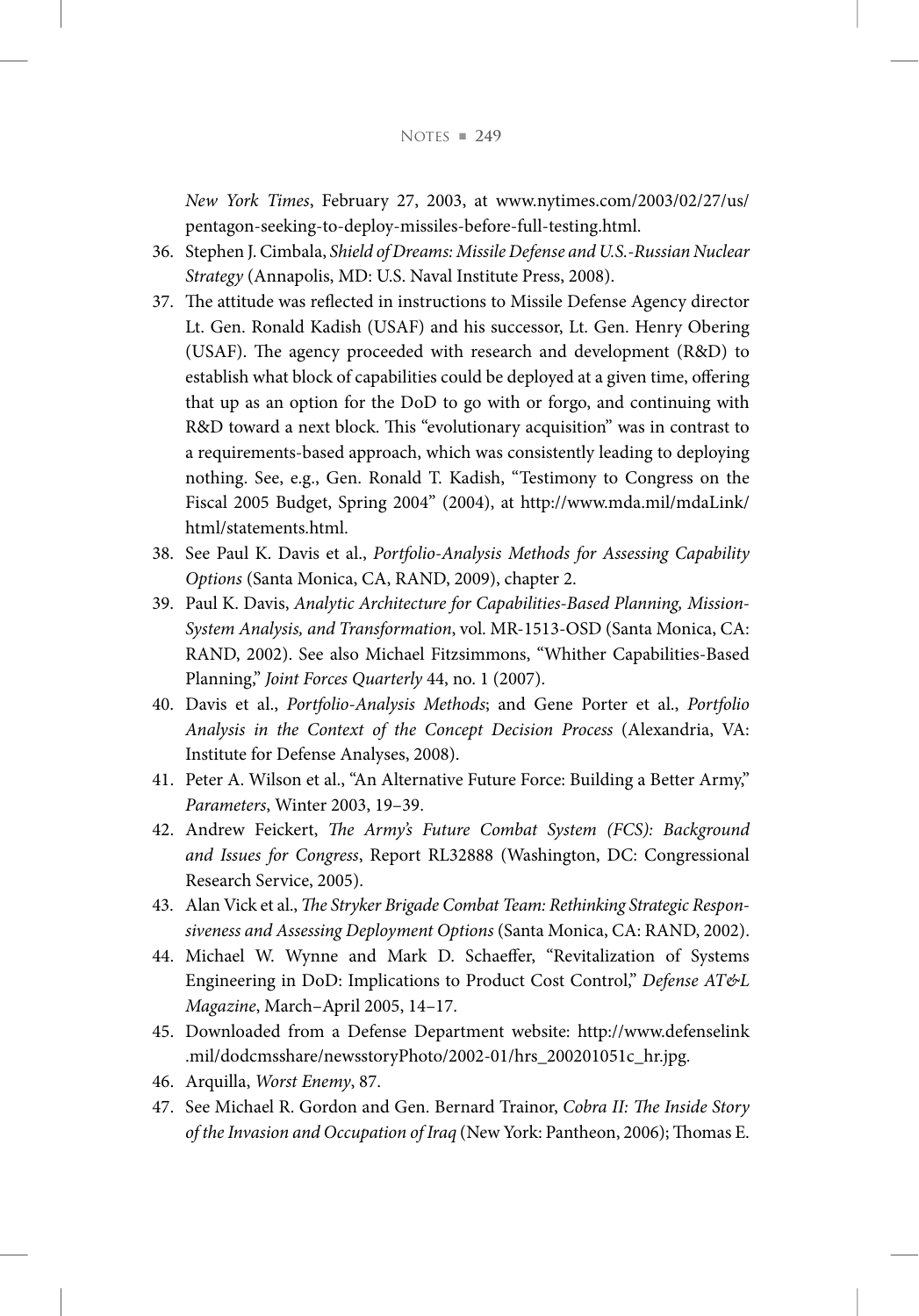*New York Times*, February 27, 2003, at www.nytimes.com/2003/02/27/us/pentagon-seeking-to-deploy-missiles-before-full-testing.html.

36. Stephen J. Cimbala, *Shield of Dreams: Missile Defense and U.S.-Russian Nuclear Strategy* (Annapolis, MD: U.S. Naval Institute Press, 2008).
37. The attitude was reflected in instructions to Missile Defense Agency director Lt. Gen. Ronald Kadish (USAF) and his successor, Lt. Gen. Henry Obering (USAF). The agency proceeded with research and development (R&D) to establish what block of capabilities could be deployed at a given time, offering that up as an option for the DoD to go with or forgo, and continuing with R&D toward a next block. This "evolutionary acquisition" was in contrast to a requirements-based approach, which was consistently leading to deploying nothing. See, e.g., Gen. Ronald T. Kadish, "Testimony to Congress on the Fiscal 2005 Budget, Spring 2004" (2004), at http://www.mda.mil/mdaLink/html/statements.html.
38. See Paul K. Davis et al., *Portfolio-Analysis Methods for Assessing Capability Options* (Santa Monica, CA, RAND, 2009), chapter 2.
39. Paul K. Davis, *Analytic Architecture for Capabilities-Based Planning, Mission-System Analysis, and Transformation*, vol. MR-1513-OSD (Santa Monica, CA: RAND, 2002). See also Michael Fitzsimmons, "Whither Capabilities-Based Planning," *Joint Forces Quarterly* 44, no. 1 (2007).
40. Davis et al., *Portfolio-Analysis Methods*; and Gene Porter et al., *Portfolio Analysis in the Context of the Concept Decision Process* (Alexandria, VA: Institute for Defense Analyses, 2008).
41. Peter A. Wilson et al., "An Alternative Future Force: Building a Better Army," *Parameters*, Winter 2003, 19–39.
42. Andrew Feickert, *The Army's Future Combat System (FCS): Background and Issues for Congress*, Report RL32888 (Washington, DC: Congressional Research Service, 2005).
43. Alan Vick et al., *The Stryker Brigade Combat Team: Rethinking Strategic Responsiveness and Assessing Deployment Options* (Santa Monica, CA: RAND, 2002).
44. Michael W. Wynne and Mark D. Schaeffer, "Revitalization of Systems Engineering in DoD: Implications to Product Cost Control," *Defense AT&L Magazine*, March–April 2005, 14–17.
45. Downloaded from a Defense Department website: http://www.defenselink.mil/dodcmsshare/newsstoryPhoto/2002-01/hrs_200201051c_hr.jpg.
46. Arquilla, *Worst Enemy*, 87.
47. See Michael R. Gordon and Gen. Bernard Trainor, *Cobra II: The Inside Story of the Invasion and Occupation of Iraq* (New York: Pantheon, 2006); Thomas E.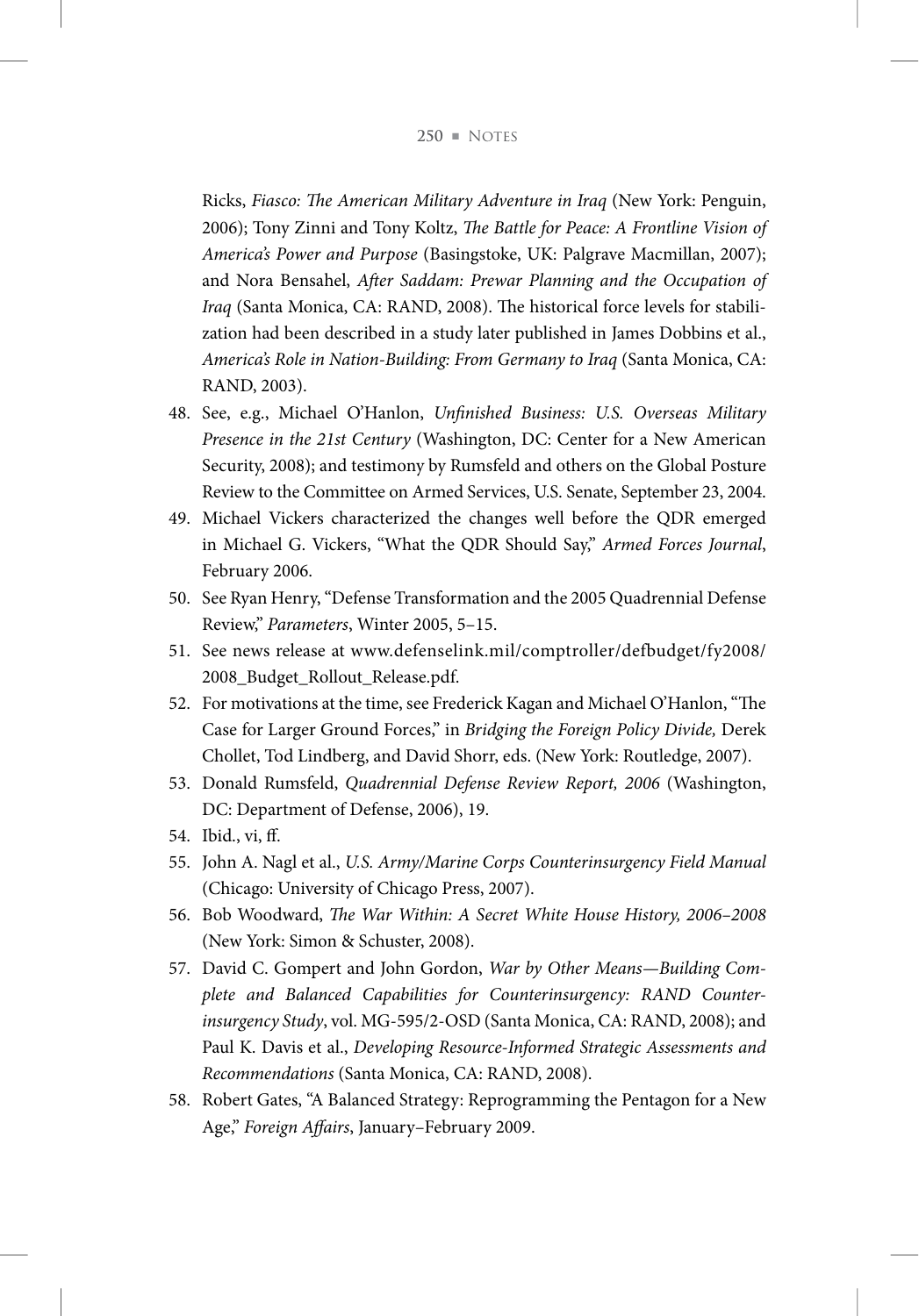Ricks, *Fiasco: The American Military Adventure in Iraq* (New York: Penguin, 2006); Tony Zinni and Tony Koltz, *The Battle for Peace: A Frontline Vision of America's Power and Purpose* (Basingstoke, UK: Palgrave Macmillan, 2007); and Nora Bensahel, *After Saddam: Prewar Planning and the Occupation of Iraq* (Santa Monica, CA: RAND, 2008). The historical force levels for stabilization had been described in a study later published in James Dobbins et al., *America's Role in Nation-Building: From Germany to Iraq* (Santa Monica, CA: RAND, 2003).

48. See, e.g., Michael O'Hanlon, *Unfinished Business: U.S. Overseas Military Presence in the 21st Century* (Washington, DC: Center for a New American Security, 2008); and testimony by Rumsfeld and others on the Global Posture Review to the Committee on Armed Services, U.S. Senate, September 23, 2004.
49. Michael Vickers characterized the changes well before the QDR emerged in Michael G. Vickers, "What the QDR Should Say," *Armed Forces Journal*, February 2006.
50. See Ryan Henry, "Defense Transformation and the 2005 Quadrennial Defense Review," *Parameters*, Winter 2005, 5–15.
51. See news release at www.defenselink.mil/comptroller/defbudget/fy2008/2008_Budget_Rollout_Release.pdf.
52. For motivations at the time, see Frederick Kagan and Michael O'Hanlon, "The Case for Larger Ground Forces," in *Bridging the Foreign Policy Divide,* Derek Chollet, Tod Lindberg, and David Shorr, eds. (New York: Routledge, 2007).
53. Donald Rumsfeld, *Quadrennial Defense Review Report, 2006* (Washington, DC: Department of Defense, 2006), 19.
54. Ibid., vi, ff.
55. John A. Nagl et al., *U.S. Army/Marine Corps Counterinsurgency Field Manual* (Chicago: University of Chicago Press, 2007).
56. Bob Woodward, *The War Within: A Secret White House History, 2006–2008* (New York: Simon & Schuster, 2008).
57. David C. Gompert and John Gordon, *War by Other Means—Building Complete and Balanced Capabilities for Counterinsurgency: RAND Counterinsurgency Study*, vol. MG-595/2-OSD (Santa Monica, CA: RAND, 2008); and Paul K. Davis et al., *Developing Resource-Informed Strategic Assessments and Recommendations* (Santa Monica, CA: RAND, 2008).
58. Robert Gates, "A Balanced Strategy: Reprogramming the Pentagon for a New Age," *Foreign Affairs*, January–February 2009.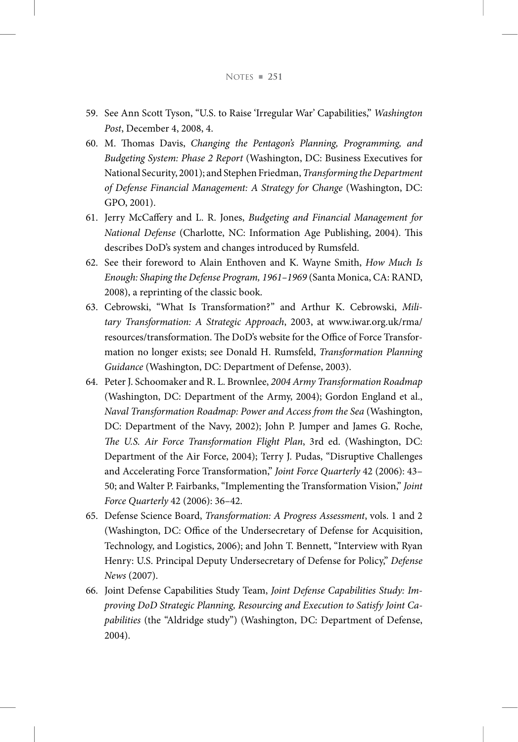59. See Ann Scott Tyson, "U.S. to Raise 'Irregular War' Capabilities," *Washington Post*, December 4, 2008, 4.
60. M. Thomas Davis, *Changing the Pentagon's Planning, Programming, and Budgeting System: Phase 2 Report* (Washington, DC: Business Executives for National Security, 2001); and Stephen Friedman, *Transforming the Department of Defense Financial Management: A Strategy for Change* (Washington, DC: GPO, 2001).
61. Jerry McCaffery and L. R. Jones, *Budgeting and Financial Management for National Defense* (Charlotte, NC: Information Age Publishing, 2004). This describes DoD's system and changes introduced by Rumsfeld.
62. See their foreword to Alain Enthoven and K. Wayne Smith, *How Much Is Enough: Shaping the Defense Program, 1961–1969* (Santa Monica, CA: RAND, 2008), a reprinting of the classic book.
63. Cebrowski, "What Is Transformation?" and Arthur K. Cebrowski, *Military Transformation: A Strategic Approach*, 2003, at www.iwar.org.uk/rma/resources/transformation. The DoD's website for the Office of Force Transformation no longer exists; see Donald H. Rumsfeld, *Transformation Planning Guidance* (Washington, DC: Department of Defense, 2003).
64. Peter J. Schoomaker and R. L. Brownlee, *2004 Army Transformation Roadmap* (Washington, DC: Department of the Army, 2004); Gordon England et al., *Naval Transformation Roadmap: Power and Access from the Sea* (Washington, DC: Department of the Navy, 2002); John P. Jumper and James G. Roche, *The U.S. Air Force Transformation Flight Plan*, 3rd ed. (Washington, DC: Department of the Air Force, 2004); Terry J. Pudas, "Disruptive Challenges and Accelerating Force Transformation," *Joint Force Quarterly* 42 (2006): 43–50; and Walter P. Fairbanks, "Implementing the Transformation Vision," *Joint Force Quarterly* 42 (2006): 36–42.
65. Defense Science Board, *Transformation: A Progress Assessment*, vols. 1 and 2 (Washington, DC: Office of the Undersecretary of Defense for Acquisition, Technology, and Logistics, 2006); and John T. Bennett, "Interview with Ryan Henry: U.S. Principal Deputy Undersecretary of Defense for Policy," *Defense News* (2007).
66. Joint Defense Capabilities Study Team, *Joint Defense Capabilities Study: Improving DoD Strategic Planning, Resourcing and Execution to Satisfy Joint Capabilities* (the "Aldridge study") (Washington, DC: Department of Defense, 2004).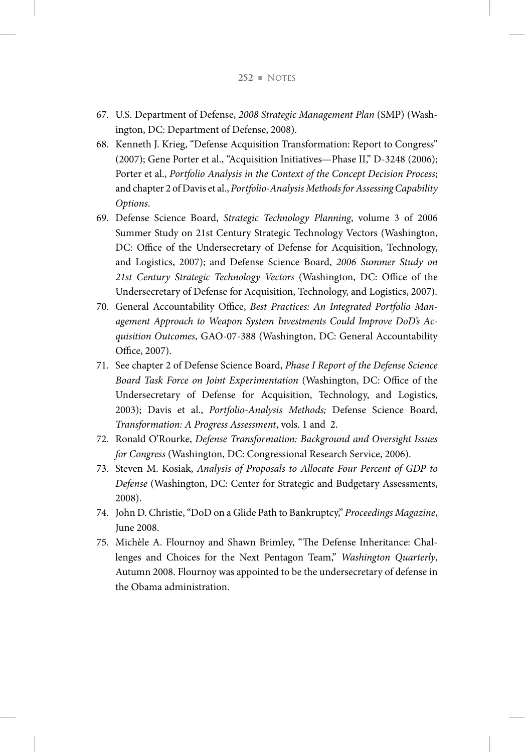67. U.S. Department of Defense, *2008 Strategic Management Plan* (SMP) (Washington, DC: Department of Defense, 2008).
68. Kenneth J. Krieg, "Defense Acquisition Transformation: Report to Congress" (2007); Gene Porter et al., "Acquisition Initiatives—Phase II," D-3248 (2006); Porter et al., *Portfolio Analysis in the Context of the Concept Decision Process*; and chapter 2 of Davis et al., *Portfolio-Analysis Methods for Assessing Capability Options*.
69. Defense Science Board, *Strategic Technology Planning*, volume 3 of 2006 Summer Study on 21st Century Strategic Technology Vectors (Washington, DC: Office of the Undersecretary of Defense for Acquisition, Technology, and Logistics, 2007); and Defense Science Board, *2006 Summer Study on 21st Century Strategic Technology Vectors* (Washington, DC: Office of the Undersecretary of Defense for Acquisition, Technology, and Logistics, 2007).
70. General Accountability Office, *Best Practices: An Integrated Portfolio Management Approach to Weapon System Investments Could Improve DoD's Acquisition Outcomes*, GAO-07-388 (Washington, DC: General Accountability Office, 2007).
71. See chapter 2 of Defense Science Board, *Phase I Report of the Defense Science Board Task Force on Joint Experimentation* (Washington, DC: Office of the Undersecretary of Defense for Acquisition, Technology, and Logistics, 2003); Davis et al., *Portfolio-Analysis Methods;* Defense Science Board, *Transformation: A Progress Assessment*, vols. 1 and 2.
72. Ronald O'Rourke, *Defense Transformation: Background and Oversight Issues for Congress* (Washington, DC: Congressional Research Service, 2006).
73. Steven M. Kosiak, *Analysis of Proposals to Allocate Four Percent of GDP to Defense* (Washington, DC: Center for Strategic and Budgetary Assessments, 2008).
74. John D. Christie, "DoD on a Glide Path to Bankruptcy," *Proceedings Magazine*, June 2008.
75. Michèle A. Flournoy and Shawn Brimley, "The Defense Inheritance: Challenges and Choices for the Next Pentagon Team," *Washington Quarterly*, Autumn 2008. Flournoy was appointed to be the undersecretary of defense in the Obama administration.